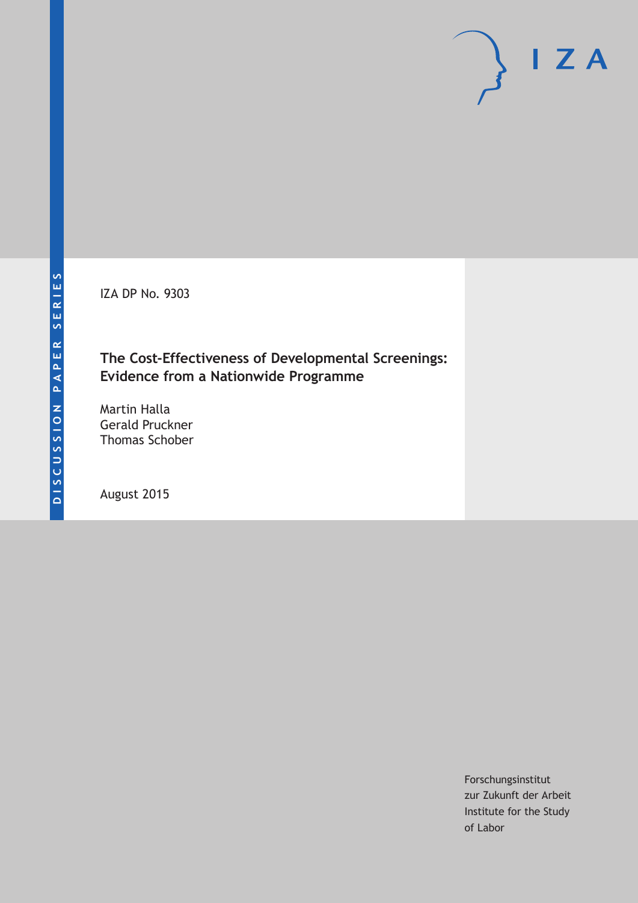DISCUSSION PAPER SERIES

IZA

IZA DP No. 9303

# The Cost-Effectiveness of Developmental Screenings: Evidence from a Nationwide Programme

Martin Halla
Gerald Pruckner
Thomas Schober

August 2015

Forschungsinstitut
zur Zukunft der Arbeit
Institute for the Study
of Labor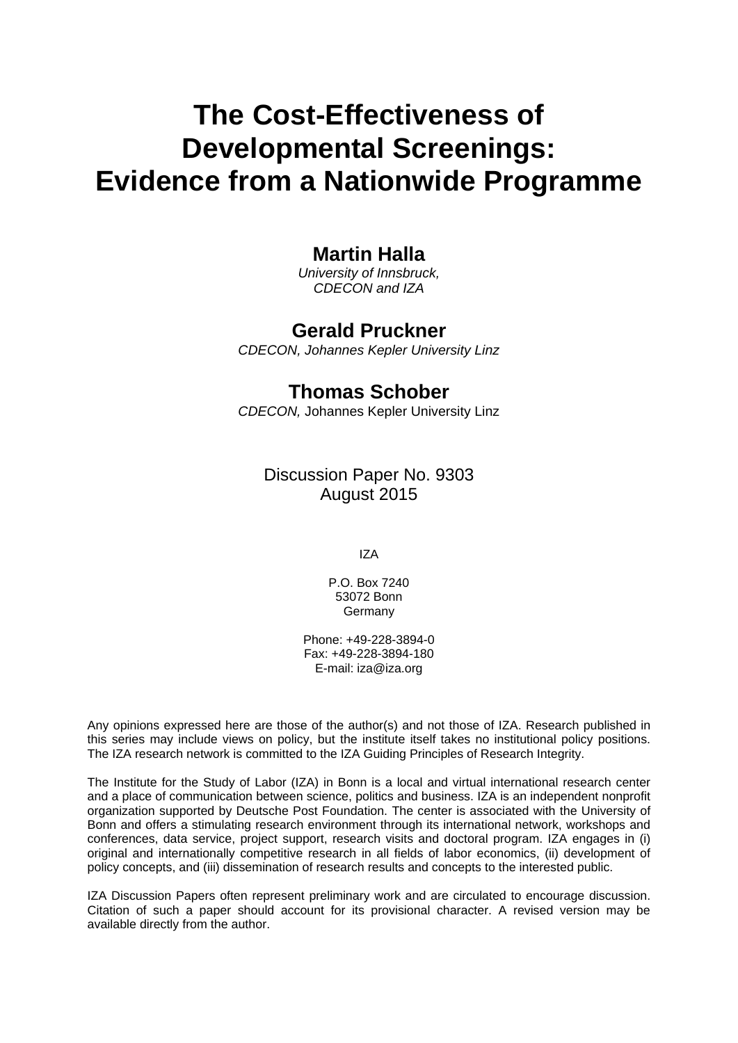# The Cost-Effectiveness of Developmental Screenings: Evidence from a Nationwide Programme

**Martin Halla**

*University of Innsbruck, CDECON and IZA*

**Gerald Pruckner**

*CDECON, Johannes Kepler University Linz*

**Thomas Schober**

*CDECON,* Johannes Kepler University Linz

Discussion Paper No. 9303
August 2015

IZA

P.O. Box 7240
53072 Bonn
Germany

Phone: +49-228-3894-0
Fax: +49-228-3894-180
E-mail: iza@iza.org

Any opinions expressed here are those of the author(s) and not those of IZA. Research published in this series may include views on policy, but the institute itself takes no institutional policy positions. The IZA research network is committed to the IZA Guiding Principles of Research Integrity.

The Institute for the Study of Labor (IZA) in Bonn is a local and virtual international research center and a place of communication between science, politics and business. IZA is an independent nonprofit organization supported by Deutsche Post Foundation. The center is associated with the University of Bonn and offers a stimulating research environment through its international network, workshops and conferences, data service, project support, research visits and doctoral program. IZA engages in (i) original and internationally competitive research in all fields of labor economics, (ii) development of policy concepts, and (iii) dissemination of research results and concepts to the interested public.

IZA Discussion Papers often represent preliminary work and are circulated to encourage discussion. Citation of such a paper should account for its provisional character. A revised version may be available directly from the author.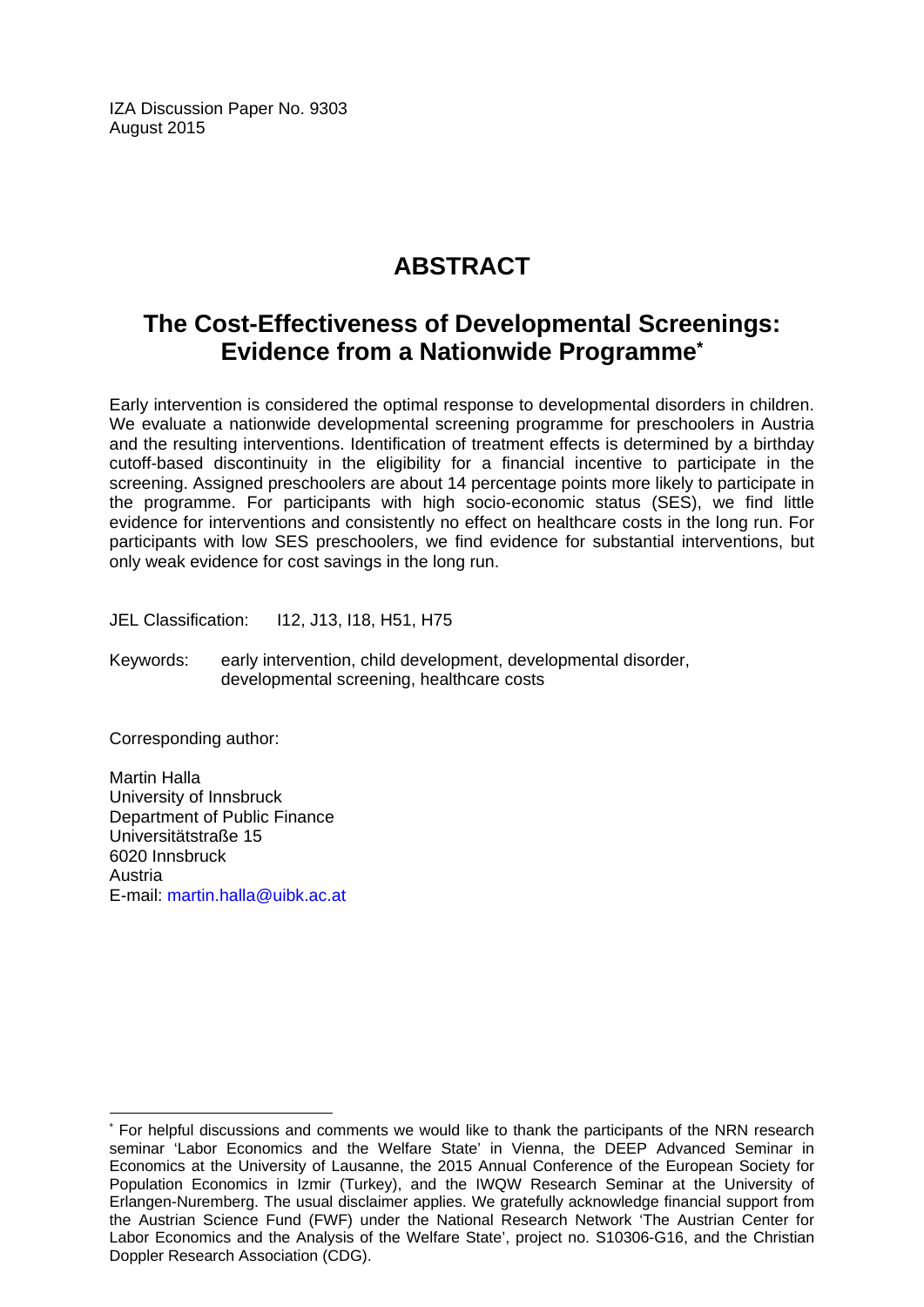IZA Discussion Paper No. 9303
August 2015

# ABSTRACT

## The Cost-Effectiveness of Developmental Screenings: Evidence from a Nationwide Programme*

Early intervention is considered the optimal response to developmental disorders in children. We evaluate a nationwide developmental screening programme for preschoolers in Austria and the resulting interventions. Identification of treatment effects is determined by a birthday cutoff-based discontinuity in the eligibility for a financial incentive to participate in the screening. Assigned preschoolers are about 14 percentage points more likely to participate in the programme. For participants with high socio-economic status (SES), we find little evidence for interventions and consistently no effect on healthcare costs in the long run. For participants with low SES preschoolers, we find evidence for substantial interventions, but only weak evidence for cost savings in the long run.

JEL Classification: I12, J13, I18, H51, H75

Keywords: early intervention, child development, developmental disorder, developmental screening, healthcare costs

Corresponding author:

Martin Halla
University of Innsbruck
Department of Public Finance
Universitätstraße 15
6020 Innsbruck
Austria
E-mail: martin.halla@uibk.ac.at

* For helpful discussions and comments we would like to thank the participants of the NRN research seminar 'Labor Economics and the Welfare State' in Vienna, the DEEP Advanced Seminar in Economics at the University of Lausanne, the 2015 Annual Conference of the European Society for Population Economics in Izmir (Turkey), and the IWQW Research Seminar at the University of Erlangen-Nuremberg. The usual disclaimer applies. We gratefully acknowledge financial support from the Austrian Science Fund (FWF) under the National Research Network 'The Austrian Center for Labor Economics and the Analysis of the Welfare State', project no. S10306-G16, and the Christian Doppler Research Association (CDG).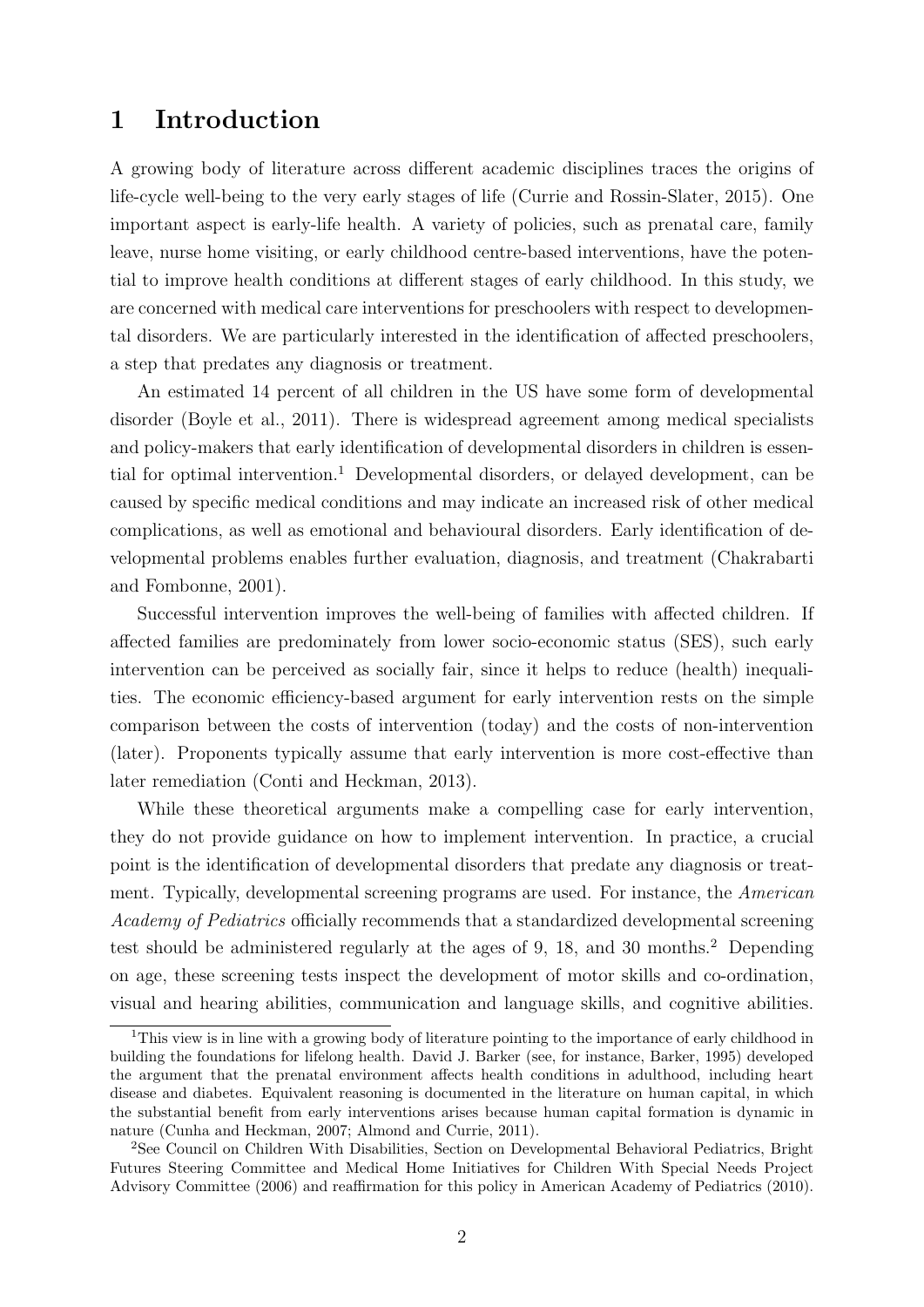# 1 Introduction

A growing body of literature across different academic disciplines traces the origins of life-cycle well-being to the very early stages of life (Currie and Rossin-Slater, 2015). One important aspect is early-life health. A variety of policies, such as prenatal care, family leave, nurse home visiting, or early childhood centre-based interventions, have the potential to improve health conditions at different stages of early childhood. In this study, we are concerned with medical care interventions for preschoolers with respect to developmental disorders. We are particularly interested in the identification of affected preschoolers, a step that predates any diagnosis or treatment.

An estimated 14 percent of all children in the US have some form of developmental disorder (Boyle et al., 2011). There is widespread agreement among medical specialists and policy-makers that early identification of developmental disorders in children is essential for optimal intervention.[1] Developmental disorders, or delayed development, can be caused by specific medical conditions and may indicate an increased risk of other medical complications, as well as emotional and behavioural disorders. Early identification of developmental problems enables further evaluation, diagnosis, and treatment (Chakrabarti and Fombonne, 2001).

Successful intervention improves the well-being of families with affected children. If affected families are predominately from lower socio-economic status (SES), such early intervention can be perceived as socially fair, since it helps to reduce (health) inequalities. The economic efficiency-based argument for early intervention rests on the simple comparison between the costs of intervention (today) and the costs of non-intervention (later). Proponents typically assume that early intervention is more cost-effective than later remediation (Conti and Heckman, 2013).

While these theoretical arguments make a compelling case for early intervention, they do not provide guidance on how to implement intervention. In practice, a crucial point is the identification of developmental disorders that predate any diagnosis or treatment. Typically, developmental screening programs are used. For instance, the *American Academy of Pediatrics* officially recommends that a standardized developmental screening test should be administered regularly at the ages of 9, 18, and 30 months.[2] Depending on age, these screening tests inspect the development of motor skills and co-ordination, visual and hearing abilities, communication and language skills, and cognitive abilities.

[1] This view is in line with a growing body of literature pointing to the importance of early childhood in building the foundations for lifelong health. David J. Barker (see, for instance, Barker, 1995) developed the argument that the prenatal environment affects health conditions in adulthood, including heart disease and diabetes. Equivalent reasoning is documented in the literature on human capital, in which the substantial benefit from early interventions arises because human capital formation is dynamic in nature (Cunha and Heckman, 2007; Almond and Currie, 2011).

[2] See Council on Children With Disabilities, Section on Developmental Behavioral Pediatrics, Bright Futures Steering Committee and Medical Home Initiatives for Children With Special Needs Project Advisory Committee (2006) and reaffirmation for this policy in American Academy of Pediatrics (2010).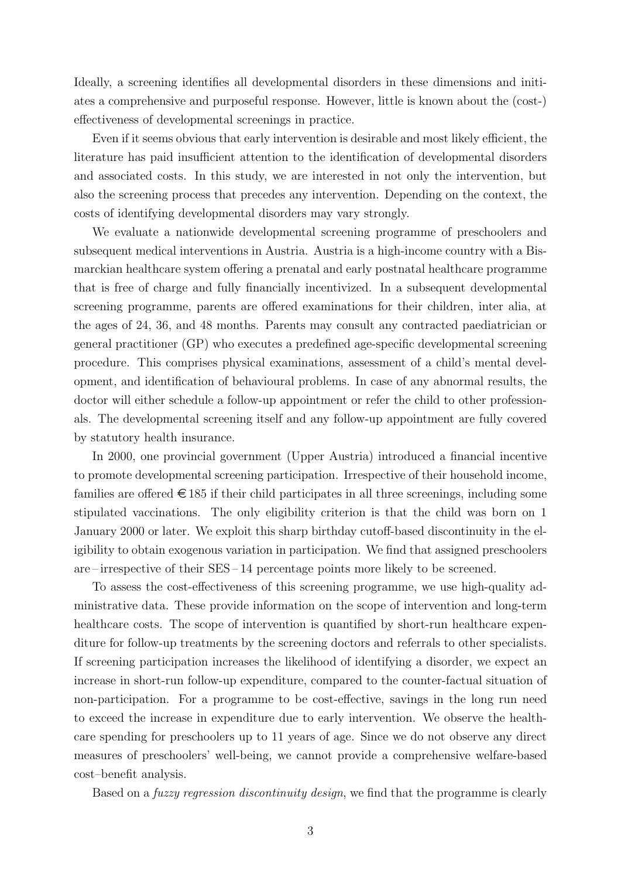Ideally, a screening identifies all developmental disorders in these dimensions and initiates a comprehensive and purposeful response. However, little is known about the (cost-) effectiveness of developmental screenings in practice.

Even if it seems obvious that early intervention is desirable and most likely efficient, the literature has paid insufficient attention to the identification of developmental disorders and associated costs. In this study, we are interested in not only the intervention, but also the screening process that precedes any intervention. Depending on the context, the costs of identifying developmental disorders may vary strongly.

We evaluate a nationwide developmental screening programme of preschoolers and subsequent medical interventions in Austria. Austria is a high-income country with a Bismarckian healthcare system offering a prenatal and early postnatal healthcare programme that is free of charge and fully financially incentivized. In a subsequent developmental screening programme, parents are offered examinations for their children, inter alia, at the ages of 24, 36, and 48 months. Parents may consult any contracted paediatrician or general practitioner (GP) who executes a predefined age-specific developmental screening procedure. This comprises physical examinations, assessment of a child's mental development, and identification of behavioural problems. In case of any abnormal results, the doctor will either schedule a follow-up appointment or refer the child to other professionals. The developmental screening itself and any follow-up appointment are fully covered by statutory health insurance.

In 2000, one provincial government (Upper Austria) introduced a financial incentive to promote developmental screening participation. Irrespective of their household income, families are offered €185 if their child participates in all three screenings, including some stipulated vaccinations. The only eligibility criterion is that the child was born on 1 January 2000 or later. We exploit this sharp birthday cutoff-based discontinuity in the eligibility to obtain exogenous variation in participation. We find that assigned preschoolers are – irrespective of their SES – 14 percentage points more likely to be screened.

To assess the cost-effectiveness of this screening programme, we use high-quality administrative data. These provide information on the scope of intervention and long-term healthcare costs. The scope of intervention is quantified by short-run healthcare expenditure for follow-up treatments by the screening doctors and referrals to other specialists. If screening participation increases the likelihood of identifying a disorder, we expect an increase in short-run follow-up expenditure, compared to the counter-factual situation of non-participation. For a programme to be cost-effective, savings in the long run need to exceed the increase in expenditure due to early intervention. We observe the healthcare spending for preschoolers up to 11 years of age. Since we do not observe any direct measures of preschoolers' well-being, we cannot provide a comprehensive welfare-based cost–benefit analysis.

Based on a *fuzzy regression discontinuity design*, we find that the programme is clearly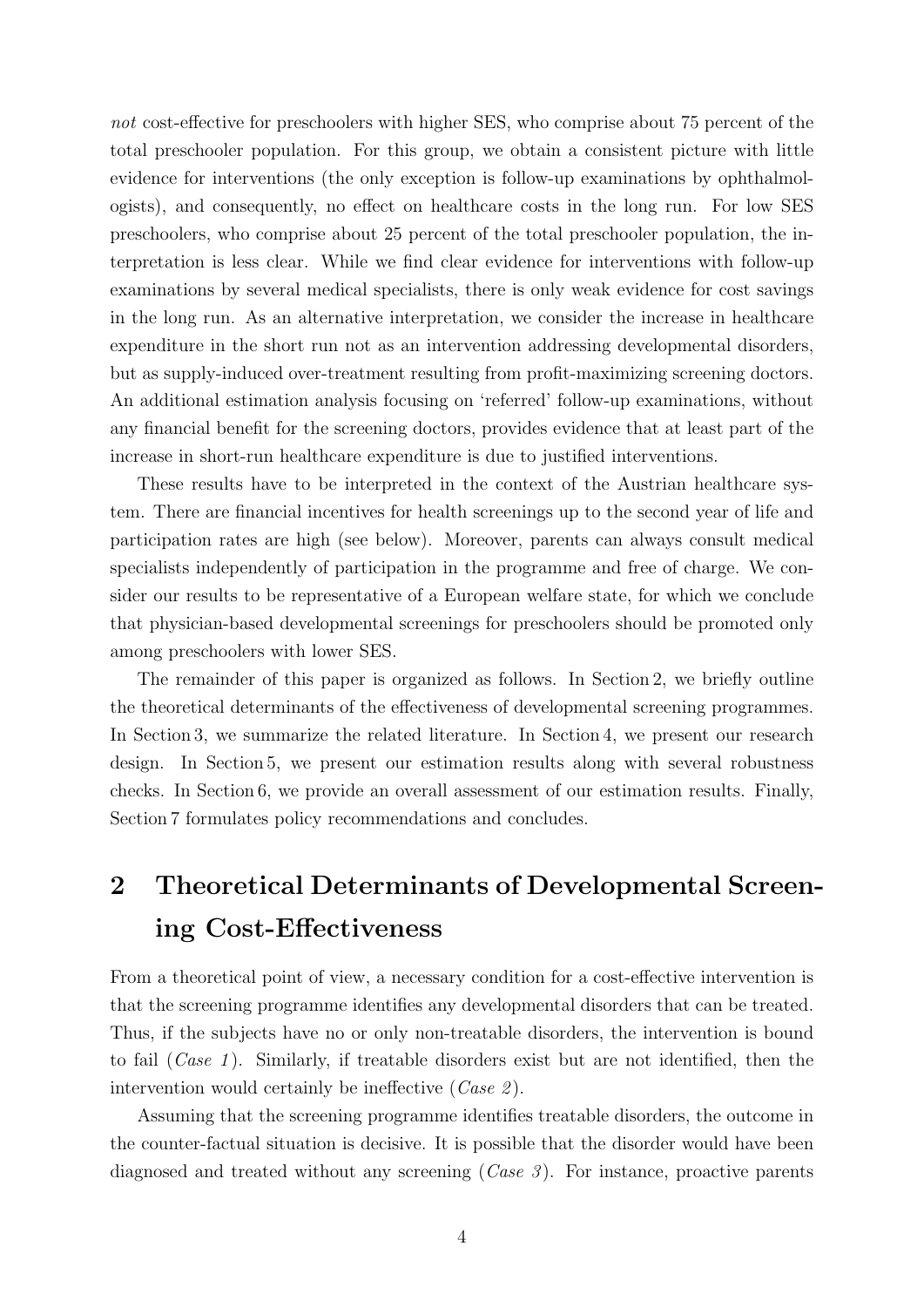*not* cost-effective for preschoolers with higher SES, who comprise about 75 percent of the total preschooler population. For this group, we obtain a consistent picture with little evidence for interventions (the only exception is follow-up examinations by ophthalmologists), and consequently, no effect on healthcare costs in the long run. For low SES preschoolers, who comprise about 25 percent of the total preschooler population, the interpretation is less clear. While we find clear evidence for interventions with follow-up examinations by several medical specialists, there is only weak evidence for cost savings in the long run. As an alternative interpretation, we consider the increase in healthcare expenditure in the short run not as an intervention addressing developmental disorders, but as supply-induced over-treatment resulting from profit-maximizing screening doctors. An additional estimation analysis focusing on 'referred' follow-up examinations, without any financial benefit for the screening doctors, provides evidence that at least part of the increase in short-run healthcare expenditure is due to justified interventions.

These results have to be interpreted in the context of the Austrian healthcare system. There are financial incentives for health screenings up to the second year of life and participation rates are high (see below). Moreover, parents can always consult medical specialists independently of participation in the programme and free of charge. We consider our results to be representative of a European welfare state, for which we conclude that physician-based developmental screenings for preschoolers should be promoted only among preschoolers with lower SES.

The remainder of this paper is organized as follows. In Section 2, we briefly outline the theoretical determinants of the effectiveness of developmental screening programmes. In Section 3, we summarize the related literature. In Section 4, we present our research design. In Section 5, we present our estimation results along with several robustness checks. In Section 6, we provide an overall assessment of our estimation results. Finally, Section 7 formulates policy recommendations and concludes.

# 2 Theoretical Determinants of Developmental Screening Cost-Effectiveness

From a theoretical point of view, a necessary condition for a cost-effective intervention is that the screening programme identifies any developmental disorders that can be treated. Thus, if the subjects have no or only non-treatable disorders, the intervention is bound to fail (*Case 1*). Similarly, if treatable disorders exist but are not identified, then the intervention would certainly be ineffective (*Case 2*).

Assuming that the screening programme identifies treatable disorders, the outcome in the counter-factual situation is decisive. It is possible that the disorder would have been diagnosed and treated without any screening (*Case 3*). For instance, proactive parents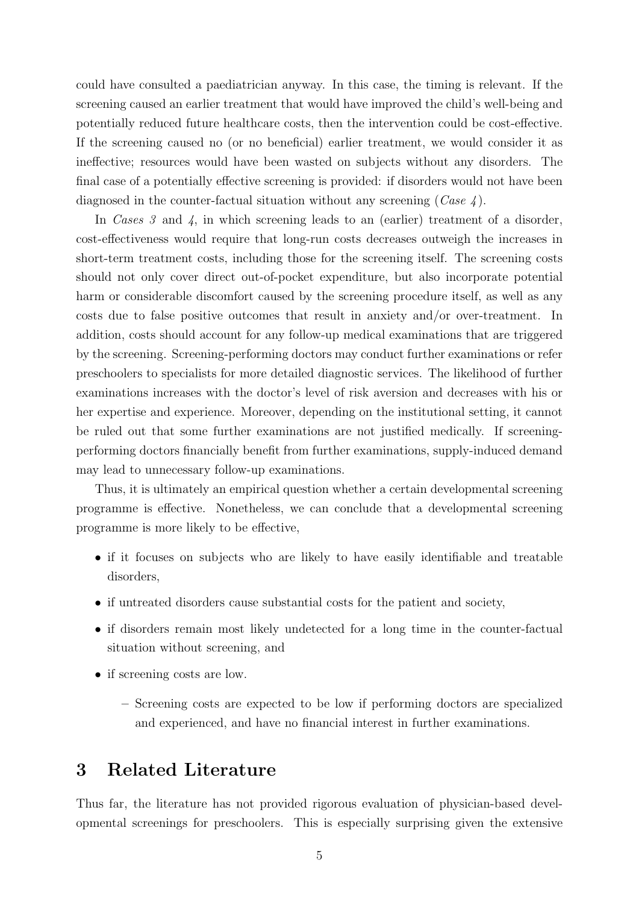could have consulted a paediatrician anyway. In this case, the timing is relevant. If the screening caused an earlier treatment that would have improved the child's well-being and potentially reduced future healthcare costs, then the intervention could be cost-effective. If the screening caused no (or no beneficial) earlier treatment, we would consider it as ineffective; resources would have been wasted on subjects without any disorders. The final case of a potentially effective screening is provided: if disorders would not have been diagnosed in the counter-factual situation without any screening (*Case 4*).

In *Cases 3* and *4*, in which screening leads to an (earlier) treatment of a disorder, cost-effectiveness would require that long-run costs decreases outweigh the increases in short-term treatment costs, including those for the screening itself. The screening costs should not only cover direct out-of-pocket expenditure, but also incorporate potential harm or considerable discomfort caused by the screening procedure itself, as well as any costs due to false positive outcomes that result in anxiety and/or over-treatment. In addition, costs should account for any follow-up medical examinations that are triggered by the screening. Screening-performing doctors may conduct further examinations or refer preschoolers to specialists for more detailed diagnostic services. The likelihood of further examinations increases with the doctor's level of risk aversion and decreases with his or her expertise and experience. Moreover, depending on the institutional setting, it cannot be ruled out that some further examinations are not justified medically. If screening-performing doctors financially benefit from further examinations, supply-induced demand may lead to unnecessary follow-up examinations.

Thus, it is ultimately an empirical question whether a certain developmental screening programme is effective. Nonetheless, we can conclude that a developmental screening programme is more likely to be effective,

- if it focuses on subjects who are likely to have easily identifiable and treatable disorders,
- if untreated disorders cause substantial costs for the patient and society,
- if disorders remain most likely undetected for a long time in the counter-factual situation without screening, and
- if screening costs are low.
  - Screening costs are expected to be low if performing doctors are specialized and experienced, and have no financial interest in further examinations.

## 3 Related Literature

Thus far, the literature has not provided rigorous evaluation of physician-based developmental screenings for preschoolers. This is especially surprising given the extensive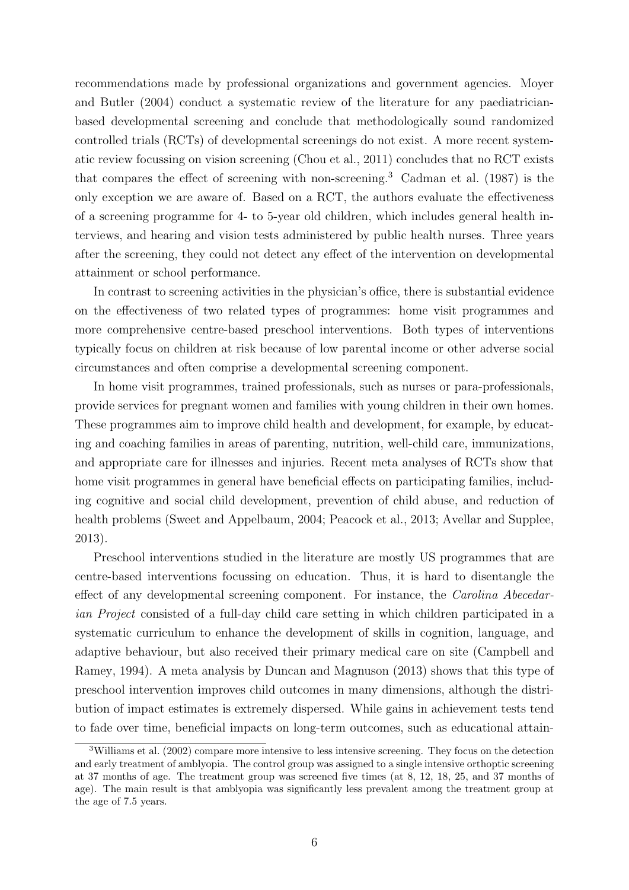recommendations made by professional organizations and government agencies. Moyer and Butler (2004) conduct a systematic review of the literature for any paediatrician-based developmental screening and conclude that methodologically sound randomized controlled trials (RCTs) of developmental screenings do not exist. A more recent systematic review focussing on vision screening (Chou et al., 2011) concludes that no RCT exists that compares the effect of screening with non-screening.[3] Cadman et al. (1987) is the only exception we are aware of. Based on a RCT, the authors evaluate the effectiveness of a screening programme for 4- to 5-year old children, which includes general health interviews, and hearing and vision tests administered by public health nurses. Three years after the screening, they could not detect any effect of the intervention on developmental attainment or school performance.

In contrast to screening activities in the physician's office, there is substantial evidence on the effectiveness of two related types of programmes: home visit programmes and more comprehensive centre-based preschool interventions. Both types of interventions typically focus on children at risk because of low parental income or other adverse social circumstances and often comprise a developmental screening component.

In home visit programmes, trained professionals, such as nurses or para-professionals, provide services for pregnant women and families with young children in their own homes. These programmes aim to improve child health and development, for example, by educating and coaching families in areas of parenting, nutrition, well-child care, immunizations, and appropriate care for illnesses and injuries. Recent meta analyses of RCTs show that home visit programmes in general have beneficial effects on participating families, including cognitive and social child development, prevention of child abuse, and reduction of health problems (Sweet and Appelbaum, 2004; Peacock et al., 2013; Avellar and Supplee, 2013).

Preschool interventions studied in the literature are mostly US programmes that are centre-based interventions focussing on education. Thus, it is hard to disentangle the effect of any developmental screening component. For instance, the *Carolina Abecedarian Project* consisted of a full-day child care setting in which children participated in a systematic curriculum to enhance the development of skills in cognition, language, and adaptive behaviour, but also received their primary medical care on site (Campbell and Ramey, 1994). A meta analysis by Duncan and Magnuson (2013) shows that this type of preschool intervention improves child outcomes in many dimensions, although the distribution of impact estimates is extremely dispersed. While gains in achievement tests tend to fade over time, beneficial impacts on long-term outcomes, such as educational attain-

[3] Williams et al. (2002) compare more intensive to less intensive screening. They focus on the detection and early treatment of amblyopia. The control group was assigned to a single intensive orthoptic screening at 37 months of age. The treatment group was screened five times (at 8, 12, 18, 25, and 37 months of age). The main result is that amblyopia was significantly less prevalent among the treatment group at the age of 7.5 years.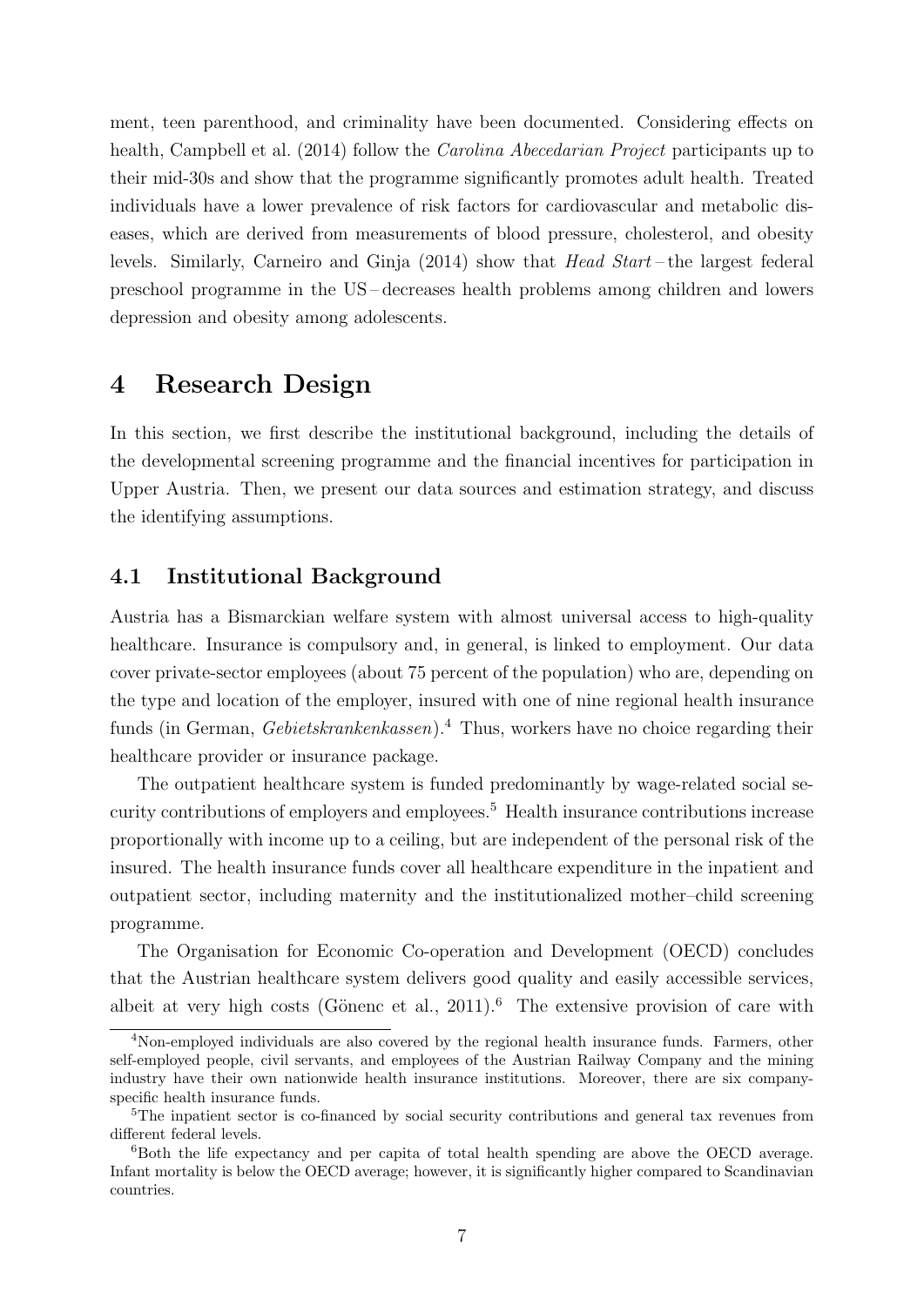ment, teen parenthood, and criminality have been documented. Considering effects on health, Campbell et al. (2014) follow the *Carolina Abecedarian Project* participants up to their mid-30s and show that the programme significantly promotes adult health. Treated individuals have a lower prevalence of risk factors for cardiovascular and metabolic diseases, which are derived from measurements of blood pressure, cholesterol, and obesity levels. Similarly, Carneiro and Ginja (2014) show that *Head Start* – the largest federal preschool programme in the US – decreases health problems among children and lowers depression and obesity among adolescents.

# 4 Research Design

In this section, we first describe the institutional background, including the details of the developmental screening programme and the financial incentives for participation in Upper Austria. Then, we present our data sources and estimation strategy, and discuss the identifying assumptions.

## 4.1 Institutional Background

Austria has a Bismarckian welfare system with almost universal access to high-quality healthcare. Insurance is compulsory and, in general, is linked to employment. Our data cover private-sector employees (about 75 percent of the population) who are, depending on the type and location of the employer, insured with one of nine regional health insurance funds (in German, *Gebietskrankenkassen*).[4] Thus, workers have no choice regarding their healthcare provider or insurance package.

The outpatient healthcare system is funded predominantly by wage-related social security contributions of employers and employees.[5] Health insurance contributions increase proportionally with income up to a ceiling, but are independent of the personal risk of the insured. The health insurance funds cover all healthcare expenditure in the inpatient and outpatient sector, including maternity and the institutionalized mother–child screening programme.

The Organisation for Economic Co-operation and Development (OECD) concludes that the Austrian healthcare system delivers good quality and easily accessible services, albeit at very high costs (Gönenc et al., 2011).[6] The extensive provision of care with

[4] Non-employed individuals are also covered by the regional health insurance funds. Farmers, other self-employed people, civil servants, and employees of the Austrian Railway Company and the mining industry have their own nationwide health insurance institutions. Moreover, there are six company-specific health insurance funds.

[5] The inpatient sector is co-financed by social security contributions and general tax revenues from different federal levels.

[6] Both the life expectancy and per capita of total health spending are above the OECD average. Infant mortality is below the OECD average; however, it is significantly higher compared to Scandinavian countries.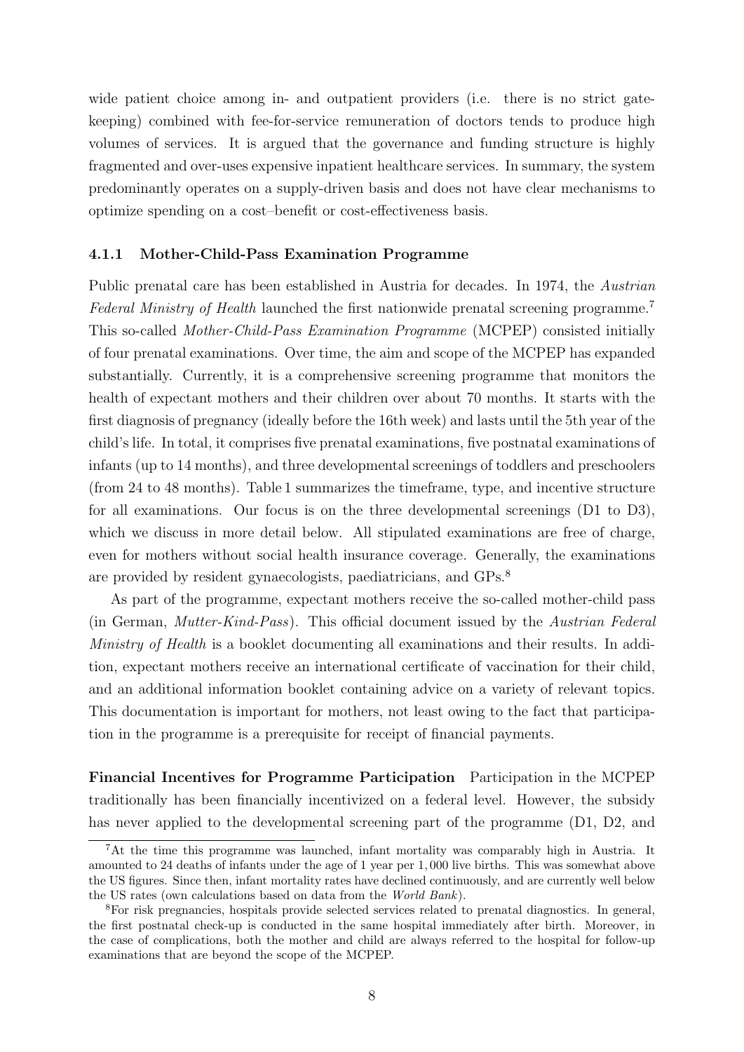wide patient choice among in- and outpatient providers (i.e. there is no strict gatekeeping) combined with fee-for-service remuneration of doctors tends to produce high volumes of services. It is argued that the governance and funding structure is highly fragmented and over-uses expensive inpatient healthcare services. In summary, the system predominantly operates on a supply-driven basis and does not have clear mechanisms to optimize spending on a cost–benefit or cost-effectiveness basis.

#### 4.1.1 Mother-Child-Pass Examination Programme

Public prenatal care has been established in Austria for decades. In 1974, the *Austrian Federal Ministry of Health* launched the first nationwide prenatal screening programme.[7] This so-called *Mother-Child-Pass Examination Programme* (MCPEP) consisted initially of four prenatal examinations. Over time, the aim and scope of the MCPEP has expanded substantially. Currently, it is a comprehensive screening programme that monitors the health of expectant mothers and their children over about 70 months. It starts with the first diagnosis of pregnancy (ideally before the 16th week) and lasts until the 5th year of the child's life. In total, it comprises five prenatal examinations, five postnatal examinations of infants (up to 14 months), and three developmental screenings of toddlers and preschoolers (from 24 to 48 months). Table 1 summarizes the timeframe, type, and incentive structure for all examinations. Our focus is on the three developmental screenings (D1 to D3), which we discuss in more detail below. All stipulated examinations are free of charge, even for mothers without social health insurance coverage. Generally, the examinations are provided by resident gynaecologists, paediatricians, and GPs.[8]

As part of the programme, expectant mothers receive the so-called mother-child pass (in German, *Mutter-Kind-Pass*). This official document issued by the *Austrian Federal Ministry of Health* is a booklet documenting all examinations and their results. In addition, expectant mothers receive an international certificate of vaccination for their child, and an additional information booklet containing advice on a variety of relevant topics. This documentation is important for mothers, not least owing to the fact that participation in the programme is a prerequisite for receipt of financial payments.

**Financial Incentives for Programme Participation** Participation in the MCPEP traditionally has been financially incentivized on a federal level. However, the subsidy has never applied to the developmental screening part of the programme (D1, D2, and

---

[7] At the time this programme was launched, infant mortality was comparably high in Austria. It amounted to 24 deaths of infants under the age of 1 year per 1,000 live births. This was somewhat above the US figures. Since then, infant mortality rates have declined continuously, and are currently well below the US rates (own calculations based on data from the *World Bank*).

[8] For risk pregnancies, hospitals provide selected services related to prenatal diagnostics. In general, the first postnatal check-up is conducted in the same hospital immediately after birth. Moreover, in the case of complications, both the mother and child are always referred to the hospital for follow-up examinations that are beyond the scope of the MCPEP.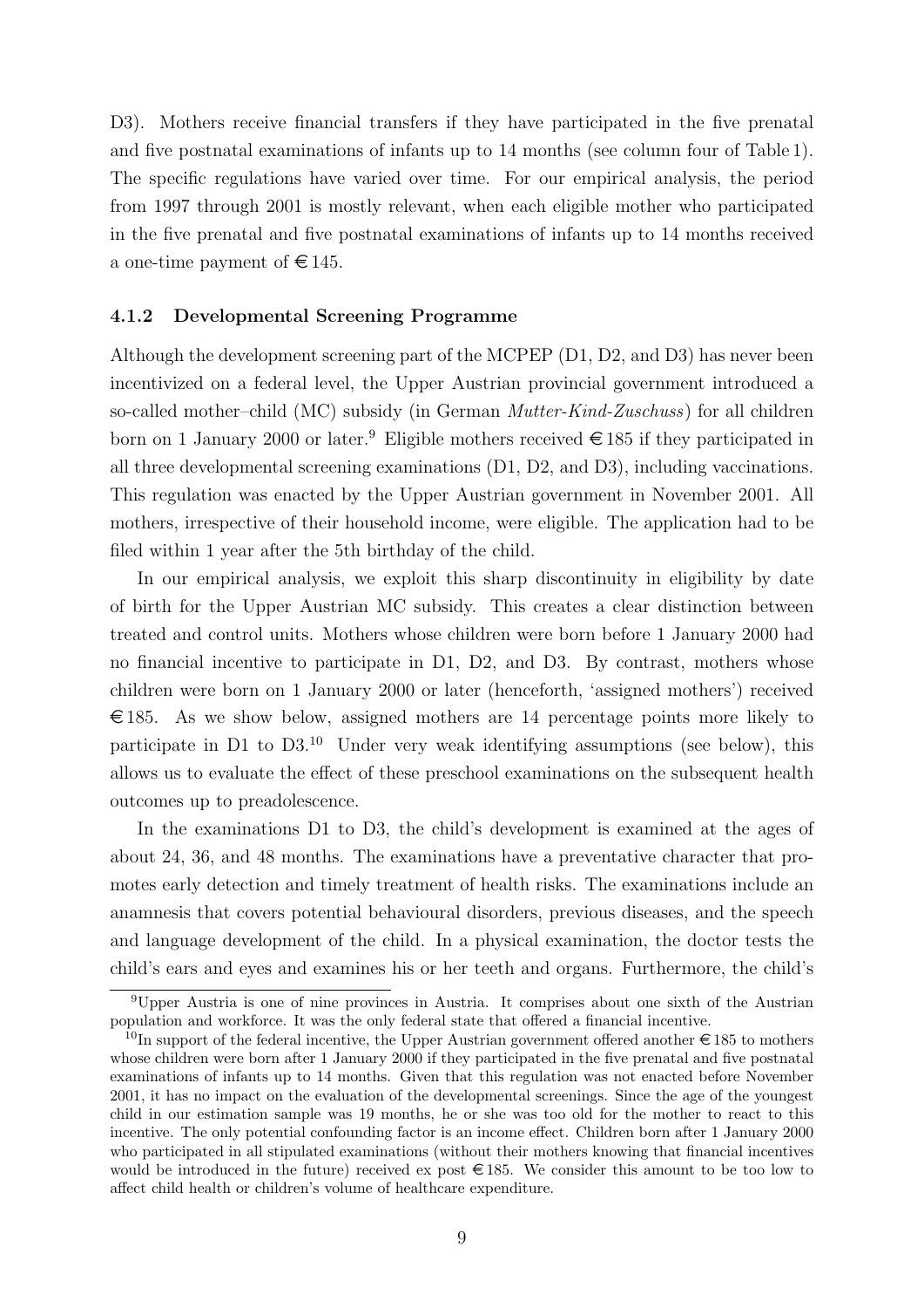D3). Mothers receive financial transfers if they have participated in the five prenatal and five postnatal examinations of infants up to 14 months (see column four of Table 1). The specific regulations have varied over time. For our empirical analysis, the period from 1997 through 2001 is mostly relevant, when each eligible mother who participated in the five prenatal and five postnatal examinations of infants up to 14 months received a one-time payment of €145.

### 4.1.2 Developmental Screening Programme

Although the development screening part of the MCPEP (D1, D2, and D3) has never been incentivized on a federal level, the Upper Austrian provincial government introduced a so-called mother–child (MC) subsidy (in German *Mutter-Kind-Zuschuss*) for all children born on 1 January 2000 or later.[9] Eligible mothers received €185 if they participated in all three developmental screening examinations (D1, D2, and D3), including vaccinations. This regulation was enacted by the Upper Austrian government in November 2001. All mothers, irrespective of their household income, were eligible. The application had to be filed within 1 year after the 5th birthday of the child.

In our empirical analysis, we exploit this sharp discontinuity in eligibility by date of birth for the Upper Austrian MC subsidy. This creates a clear distinction between treated and control units. Mothers whose children were born before 1 January 2000 had no financial incentive to participate in D1, D2, and D3. By contrast, mothers whose children were born on 1 January 2000 or later (henceforth, 'assigned mothers') received €185. As we show below, assigned mothers are 14 percentage points more likely to participate in D1 to D3.[10] Under very weak identifying assumptions (see below), this allows us to evaluate the effect of these preschool examinations on the subsequent health outcomes up to preadolescence.

In the examinations D1 to D3, the child's development is examined at the ages of about 24, 36, and 48 months. The examinations have a preventative character that promotes early detection and timely treatment of health risks. The examinations include an anamnesis that covers potential behavioural disorders, previous diseases, and the speech and language development of the child. In a physical examination, the doctor tests the child's ears and eyes and examines his or her teeth and organs. Furthermore, the child's

---

[9] Upper Austria is one of nine provinces in Austria. It comprises about one sixth of the Austrian population and workforce. It was the only federal state that offered a financial incentive.

[10] In support of the federal incentive, the Upper Austrian government offered another €185 to mothers whose children were born after 1 January 2000 if they participated in the five prenatal and five postnatal examinations of infants up to 14 months. Given that this regulation was not enacted before November 2001, it has no impact on the evaluation of the developmental screenings. Since the age of the youngest child in our estimation sample was 19 months, he or she was too old for the mother to react to this incentive. The only potential confounding factor is an income effect. Children born after 1 January 2000 who participated in all stipulated examinations (without their mothers knowing that financial incentives would be introduced in the future) received ex post €185. We consider this amount to be too low to affect child health or children's volume of healthcare expenditure.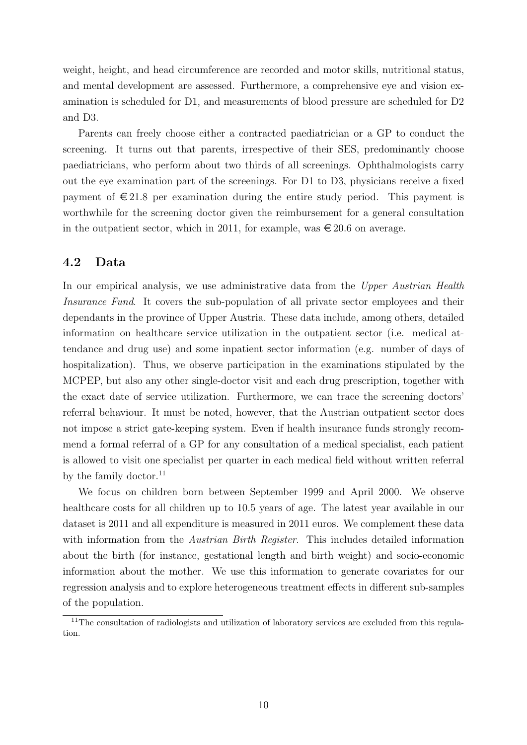weight, height, and head circumference are recorded and motor skills, nutritional status, and mental development are assessed. Furthermore, a comprehensive eye and vision examination is scheduled for D1, and measurements of blood pressure are scheduled for D2 and D3.

Parents can freely choose either a contracted paediatrician or a GP to conduct the screening. It turns out that parents, irrespective of their SES, predominantly choose paediatricians, who perform about two thirds of all screenings. Ophthalmologists carry out the eye examination part of the screenings. For D1 to D3, physicians receive a fixed payment of €21.8 per examination during the entire study period. This payment is worthwhile for the screening doctor given the reimbursement for a general consultation in the outpatient sector, which in 2011, for example, was €20.6 on average.

## 4.2 Data

In our empirical analysis, we use administrative data from the *Upper Austrian Health Insurance Fund*. It covers the sub-population of all private sector employees and their dependants in the province of Upper Austria. These data include, among others, detailed information on healthcare service utilization in the outpatient sector (i.e. medical attendance and drug use) and some inpatient sector information (e.g. number of days of hospitalization). Thus, we observe participation in the examinations stipulated by the MCPEP, but also any other single-doctor visit and each drug prescription, together with the exact date of service utilization. Furthermore, we can trace the screening doctors' referral behaviour. It must be noted, however, that the Austrian outpatient sector does not impose a strict gate-keeping system. Even if health insurance funds strongly recommend a formal referral of a GP for any consultation of a medical specialist, each patient is allowed to visit one specialist per quarter in each medical field without written referral by the family doctor.[11]

We focus on children born between September 1999 and April 2000. We observe healthcare costs for all children up to 10.5 years of age. The latest year available in our dataset is 2011 and all expenditure is measured in 2011 euros. We complement these data with information from the *Austrian Birth Register*. This includes detailed information about the birth (for instance, gestational length and birth weight) and socio-economic information about the mother. We use this information to generate covariates for our regression analysis and to explore heterogeneous treatment effects in different sub-samples of the population.

[11]The consultation of radiologists and utilization of laboratory services are excluded from this regulation.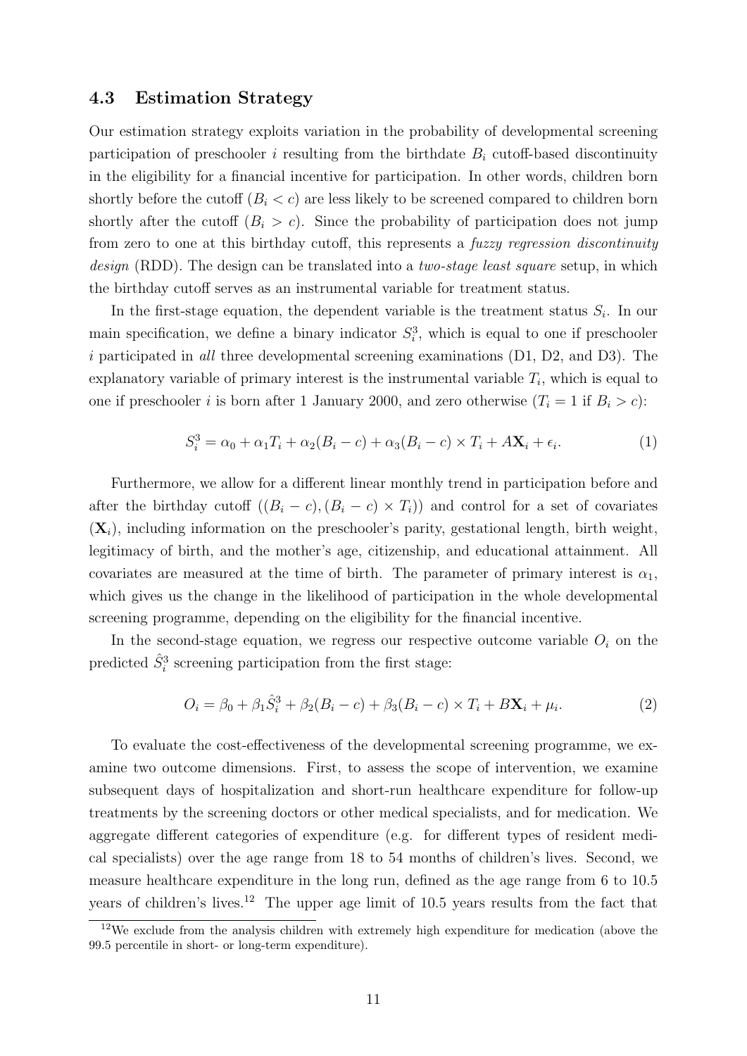### 4.3 Estimation Strategy

Our estimation strategy exploits variation in the probability of developmental screening participation of preschooler $i$ resulting from the birthdate $B_i$ cutoff-based discontinuity in the eligibility for a financial incentive for participation. In other words, children born shortly before the cutoff ($B_i < c$) are less likely to be screened compared to children born shortly after the cutoff ($B_i > c$). Since the probability of participation does not jump from zero to one at this birthday cutoff, this represents a *fuzzy regression discontinuity design* (RDD). The design can be translated into a *two-stage least square* setup, in which the birthday cutoff serves as an instrumental variable for treatment status.

In the first-stage equation, the dependent variable is the treatment status $S_i$. In our main specification, we define a binary indicator $S_i^3$, which is equal to one if preschooler $i$ participated in *all* three developmental screening examinations (D1, D2, and D3). The explanatory variable of primary interest is the instrumental variable $T_i$, which is equal to one if preschooler $i$ is born after 1 January 2000, and zero otherwise ($T_i = 1$ if $B_i > c$):

$$S_i^3 = \alpha_0 + \alpha_1 T_i + \alpha_2 (B_i - c) + \alpha_3 (B_i - c) \times T_i + A\mathbf{X}_i + \epsilon_i. \tag{1}$$

Furthermore, we allow for a different linear monthly trend in participation before and after the birthday cutoff ($(B_i - c), (B_i - c) \times T_i)$) and control for a set of covariates ($\mathbf{X}_i$), including information on the preschooler's parity, gestational length, birth weight, legitimacy of birth, and the mother's age, citizenship, and educational attainment. All covariates are measured at the time of birth. The parameter of primary interest is $\alpha_1$, which gives us the change in the likelihood of participation in the whole developmental screening programme, depending on the eligibility for the financial incentive.

In the second-stage equation, we regress our respective outcome variable $O_i$ on the predicted $\hat{S}_i^3$ screening participation from the first stage:

$$O_i = \beta_0 + \beta_1 \hat{S}_i^3 + \beta_2 (B_i - c) + \beta_3 (B_i - c) \times T_i + B\mathbf{X}_i + \mu_i. \tag{2}$$

To evaluate the cost-effectiveness of the developmental screening programme, we examine two outcome dimensions. First, to assess the scope of intervention, we examine subsequent days of hospitalization and short-run healthcare expenditure for follow-up treatments by the screening doctors or other medical specialists, and for medication. We aggregate different categories of expenditure (e.g. for different types of resident medical specialists) over the age range from 18 to 54 months of children's lives. Second, we measure healthcare expenditure in the long run, defined as the age range from 6 to 10.5 years of children's lives.[12] The upper age limit of 10.5 years results from the fact that

[12] We exclude from the analysis children with extremely high expenditure for medication (above the 99.5 percentile in short- or long-term expenditure).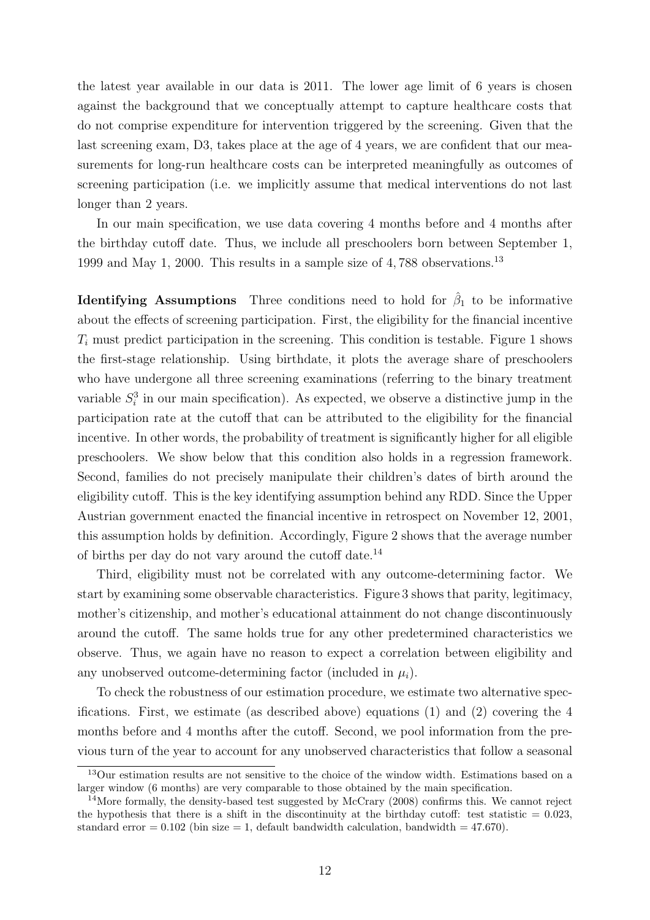the latest year available in our data is 2011. The lower age limit of 6 years is chosen against the background that we conceptually attempt to capture healthcare costs that do not comprise expenditure for intervention triggered by the screening. Given that the last screening exam, D3, takes place at the age of 4 years, we are confident that our measurements for long-run healthcare costs can be interpreted meaningfully as outcomes of screening participation (i.e. we implicitly assume that medical interventions do not last longer than 2 years.

In our main specification, we use data covering 4 months before and 4 months after the birthday cutoff date. Thus, we include all preschoolers born between September 1, 1999 and May 1, 2000. This results in a sample size of 4,788 observations.[13]

**Identifying Assumptions** Three conditions need to hold for $\hat{\beta}_1$ to be informative about the effects of screening participation. First, the eligibility for the financial incentive $T_i$ must predict participation in the screening. This condition is testable. Figure 1 shows the first-stage relationship. Using birthdate, it plots the average share of preschoolers who have undergone all three screening examinations (referring to the binary treatment variable $S_i^3$ in our main specification). As expected, we observe a distinctive jump in the participation rate at the cutoff that can be attributed to the eligibility for the financial incentive. In other words, the probability of treatment is significantly higher for all eligible preschoolers. We show below that this condition also holds in a regression framework. Second, families do not precisely manipulate their children's dates of birth around the eligibility cutoff. This is the key identifying assumption behind any RDD. Since the Upper Austrian government enacted the financial incentive in retrospect on November 12, 2001, this assumption holds by definition. Accordingly, Figure 2 shows that the average number of births per day do not vary around the cutoff date.[14]

Third, eligibility must not be correlated with any outcome-determining factor. We start by examining some observable characteristics. Figure 3 shows that parity, legitimacy, mother's citizenship, and mother's educational attainment do not change discontinuously around the cutoff. The same holds true for any other predetermined characteristics we observe. Thus, we again have no reason to expect a correlation between eligibility and any unobserved outcome-determining factor (included in $\mu_i$).

To check the robustness of our estimation procedure, we estimate two alternative specifications. First, we estimate (as described above) equations (1) and (2) covering the 4 months before and 4 months after the cutoff. Second, we pool information from the previous turn of the year to account for any unobserved characteristics that follow a seasonal

[13] Our estimation results are not sensitive to the choice of the window width. Estimations based on a larger window (6 months) are very comparable to those obtained by the main specification.

[14] More formally, the density-based test suggested by McCrary (2008) confirms this. We cannot reject the hypothesis that there is a shift in the discontinuity at the birthday cutoff: test statistic = 0.023, standard error = 0.102 (bin size = 1, default bandwidth calculation, bandwidth = 47.670).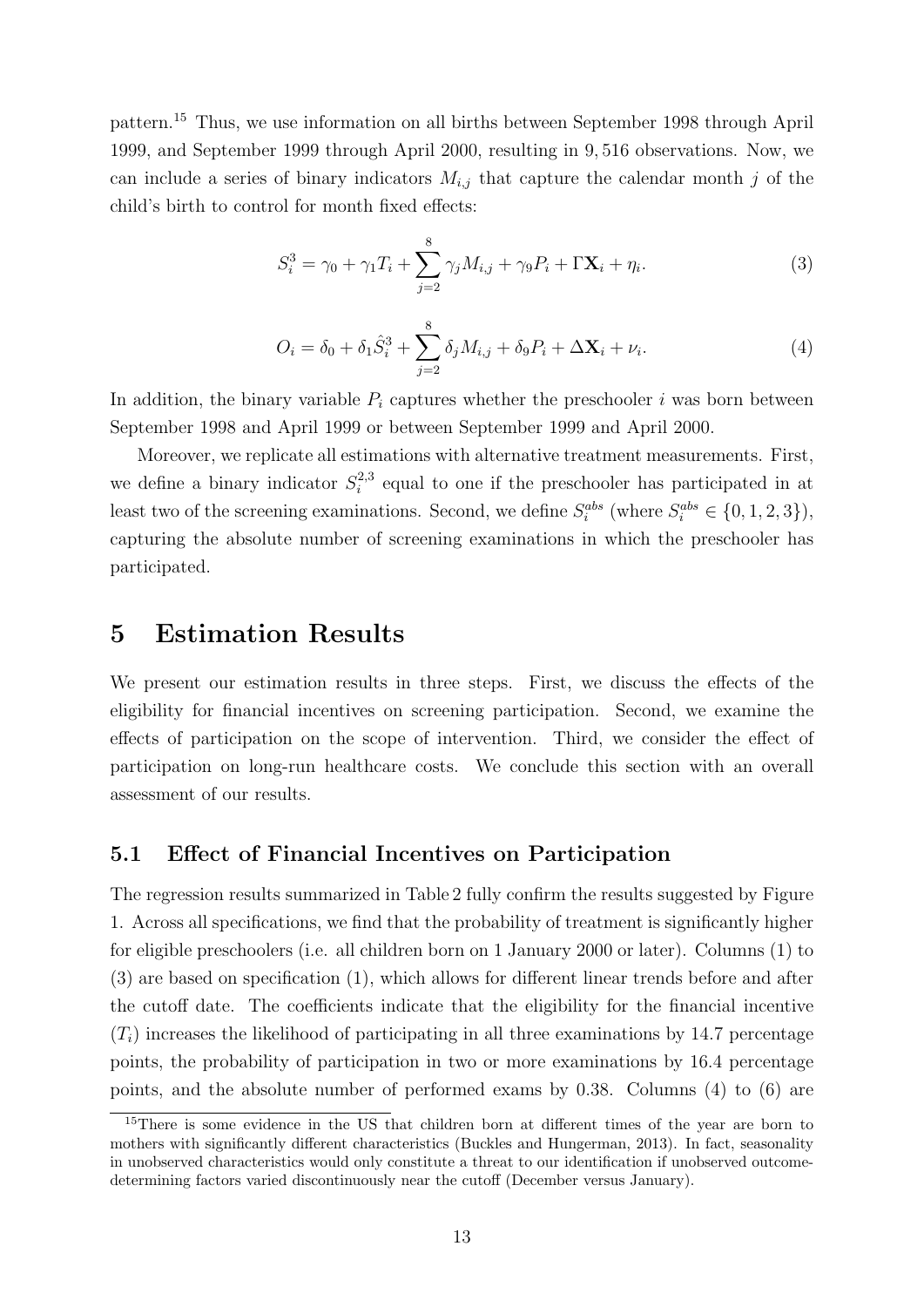pattern.[15] Thus, we use information on all births between September 1998 through April 1999, and September 1999 through April 2000, resulting in 9,516 observations. Now, we can include a series of binary indicators $M_{i,j}$ that capture the calendar month $j$ of the child's birth to control for month fixed effects:

$$S_i^3 = \gamma_0 + \gamma_1 T_i + \sum_{j=2}^{8} \gamma_j M_{i,j} + \gamma_9 P_i + \Gamma \mathbf{X}_i + \eta_i. \tag{3}$$

$$O_i = \delta_0 + \delta_1 \hat{S}_i^3 + \sum_{j=2}^{8} \delta_j M_{i,j} + \delta_9 P_i + \Delta \mathbf{X}_i + \nu_i. \tag{4}$$

In addition, the binary variable $P_i$ captures whether the preschooler $i$ was born between September 1998 and April 1999 or between September 1999 and April 2000.

Moreover, we replicate all estimations with alternative treatment measurements. First, we define a binary indicator $S_i^{2,3}$ equal to one if the preschooler has participated in at least two of the screening examinations. Second, we define $S_i^{abs}$ (where $S_i^{abs} \in \{0, 1, 2, 3\}$), capturing the absolute number of screening examinations in which the preschooler has participated.

# 5 Estimation Results

We present our estimation results in three steps. First, we discuss the effects of the eligibility for financial incentives on screening participation. Second, we examine the effects of participation on the scope of intervention. Third, we consider the effect of participation on long-run healthcare costs. We conclude this section with an overall assessment of our results.

## 5.1 Effect of Financial Incentives on Participation

The regression results summarized in Table 2 fully confirm the results suggested by Figure 1. Across all specifications, we find that the probability of treatment is significantly higher for eligible preschoolers (i.e. all children born on 1 January 2000 or later). Columns (1) to (3) are based on specification (1), which allows for different linear trends before and after the cutoff date. The coefficients indicate that the eligibility for the financial incentive ($T_i$) increases the likelihood of participating in all three examinations by 14.7 percentage points, the probability of participation in two or more examinations by 16.4 percentage points, and the absolute number of performed exams by 0.38. Columns (4) to (6) are

[15] There is some evidence in the US that children born at different times of the year are born to mothers with significantly different characteristics (Buckles and Hungerman, 2013). In fact, seasonality in unobserved characteristics would only constitute a threat to our identification if unobserved outcome-determining factors varied discontinuously near the cutoff (December versus January).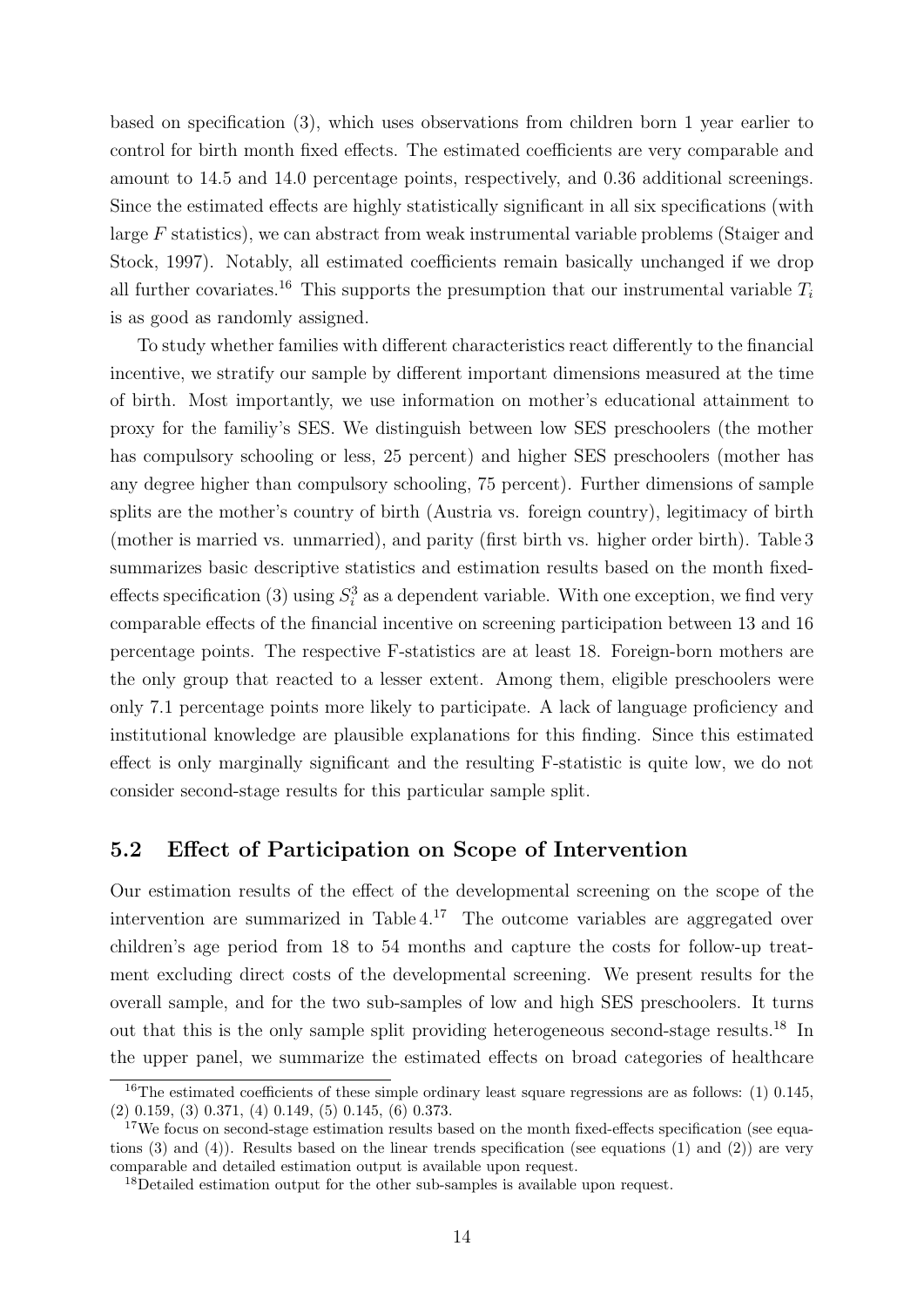based on specification (3), which uses observations from children born 1 year earlier to control for birth month fixed effects. The estimated coefficients are very comparable and amount to 14.5 and 14.0 percentage points, respectively, and 0.36 additional screenings. Since the estimated effects are highly statistically significant in all six specifications (with large $F$ statistics), we can abstract from weak instrumental variable problems (Staiger and Stock, 1997). Notably, all estimated coefficients remain basically unchanged if we drop all further covariates.[16] This supports the presumption that our instrumental variable $T_i$ is as good as randomly assigned.

To study whether families with different characteristics react differently to the financial incentive, we stratify our sample by different important dimensions measured at the time of birth. Most importantly, we use information on mother's educational attainment to proxy for the familiy's SES. We distinguish between low SES preschoolers (the mother has compulsory schooling or less, 25 percent) and higher SES preschoolers (mother has any degree higher than compulsory schooling, 75 percent). Further dimensions of sample splits are the mother's country of birth (Austria vs. foreign country), legitimacy of birth (mother is married vs. unmarried), and parity (first birth vs. higher order birth). Table 3 summarizes basic descriptive statistics and estimation results based on the month fixed-effects specification (3) using $S_i^3$ as a dependent variable. With one exception, we find very comparable effects of the financial incentive on screening participation between 13 and 16 percentage points. The respective F-statistics are at least 18. Foreign-born mothers are the only group that reacted to a lesser extent. Among them, eligible preschoolers were only 7.1 percentage points more likely to participate. A lack of language proficiency and institutional knowledge are plausible explanations for this finding. Since this estimated effect is only marginally significant and the resulting F-statistic is quite low, we do not consider second-stage results for this particular sample split.

## 5.2 Effect of Participation on Scope of Intervention

Our estimation results of the effect of the developmental screening on the scope of the intervention are summarized in Table 4.[17] The outcome variables are aggregated over children's age period from 18 to 54 months and capture the costs for follow-up treatment excluding direct costs of the developmental screening. We present results for the overall sample, and for the two sub-samples of low and high SES preschoolers. It turns out that this is the only sample split providing heterogeneous second-stage results.[18] In the upper panel, we summarize the estimated effects on broad categories of healthcare

---

[16] The estimated coefficients of these simple ordinary least square regressions are as follows: (1) 0.145, (2) 0.159, (3) 0.371, (4) 0.149, (5) 0.145, (6) 0.373.

[17] We focus on second-stage estimation results based on the month fixed-effects specification (see equations (3) and (4)). Results based on the linear trends specification (see equations (1) and (2)) are very comparable and detailed estimation output is available upon request.

[18] Detailed estimation output for the other sub-samples is available upon request.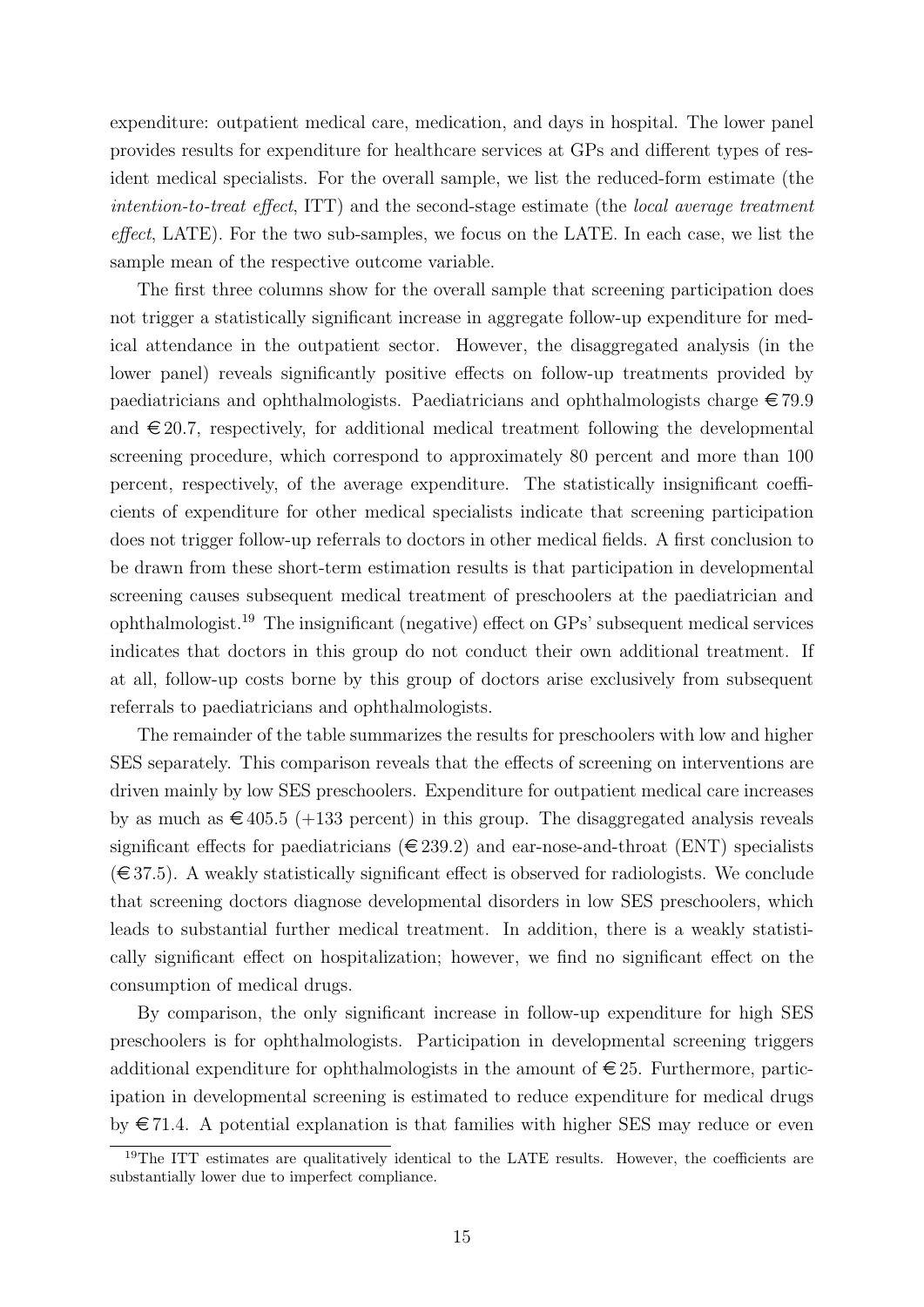expenditure: outpatient medical care, medication, and days in hospital. The lower panel provides results for expenditure for healthcare services at GPs and different types of resident medical specialists. For the overall sample, we list the reduced-form estimate (the *intention-to-treat effect*, ITT) and the second-stage estimate (the *local average treatment effect*, LATE). For the two sub-samples, we focus on the LATE. In each case, we list the sample mean of the respective outcome variable.

The first three columns show for the overall sample that screening participation does not trigger a statistically significant increase in aggregate follow-up expenditure for medical attendance in the outpatient sector. However, the disaggregated analysis (in the lower panel) reveals significantly positive effects on follow-up treatments provided by paediatricians and ophthalmologists. Paediatricians and ophthalmologists charge €79.9 and €20.7, respectively, for additional medical treatment following the developmental screening procedure, which correspond to approximately 80 percent and more than 100 percent, respectively, of the average expenditure. The statistically insignificant coefficients of expenditure for other medical specialists indicate that screening participation does not trigger follow-up referrals to doctors in other medical fields. A first conclusion to be drawn from these short-term estimation results is that participation in developmental screening causes subsequent medical treatment of preschoolers at the paediatrician and ophthalmologist.[19] The insignificant (negative) effect on GPs' subsequent medical services indicates that doctors in this group do not conduct their own additional treatment. If at all, follow-up costs borne by this group of doctors arise exclusively from subsequent referrals to paediatricians and ophthalmologists.

The remainder of the table summarizes the results for preschoolers with low and higher SES separately. This comparison reveals that the effects of screening on interventions are driven mainly by low SES preschoolers. Expenditure for outpatient medical care increases by as much as €405.5 (+133 percent) in this group. The disaggregated analysis reveals significant effects for paediatricians (€239.2) and ear-nose-and-throat (ENT) specialists (€37.5). A weakly statistically significant effect is observed for radiologists. We conclude that screening doctors diagnose developmental disorders in low SES preschoolers, which leads to substantial further medical treatment. In addition, there is a weakly statistically significant effect on hospitalization; however, we find no significant effect on the consumption of medical drugs.

By comparison, the only significant increase in follow-up expenditure for high SES preschoolers is for ophthalmologists. Participation in developmental screening triggers additional expenditure for ophthalmologists in the amount of €25. Furthermore, participation in developmental screening is estimated to reduce expenditure for medical drugs by €71.4. A potential explanation is that families with higher SES may reduce or even

[19] The ITT estimates are qualitatively identical to the LATE results. However, the coefficients are substantially lower due to imperfect compliance.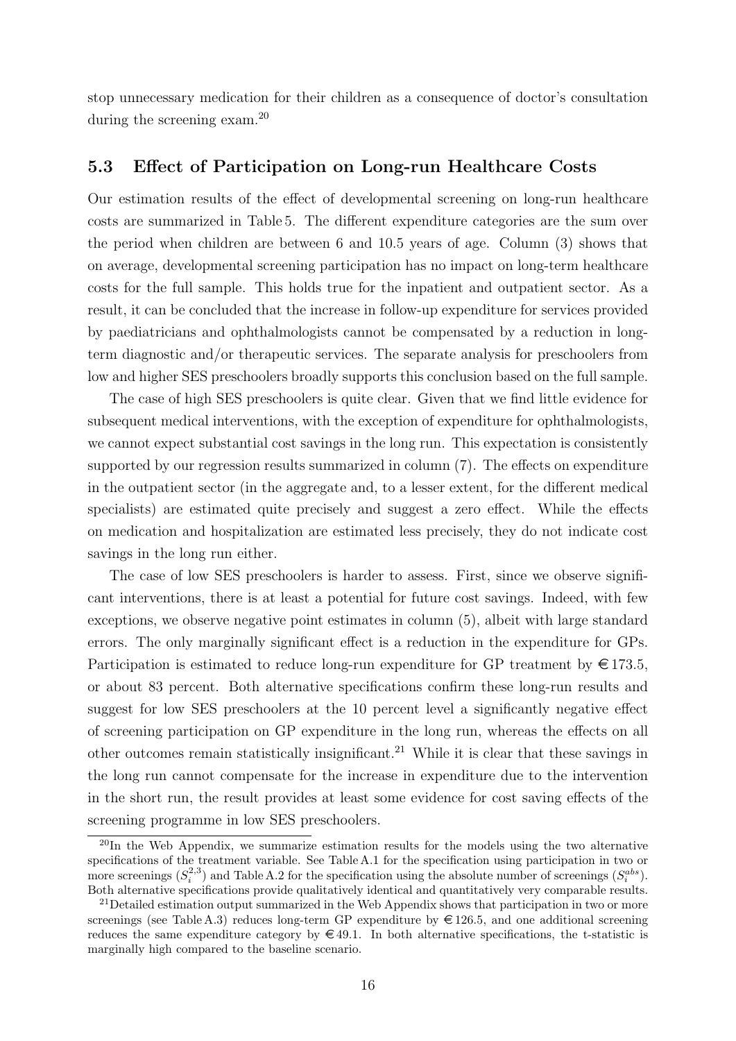stop unnecessary medication for their children as a consequence of doctor's consultation during the screening exam.[20]

### 5.3 Effect of Participation on Long-run Healthcare Costs

Our estimation results of the effect of developmental screening on long-run healthcare costs are summarized in Table 5. The different expenditure categories are the sum over the period when children are between 6 and 10.5 years of age. Column (3) shows that on average, developmental screening participation has no impact on long-term healthcare costs for the full sample. This holds true for the inpatient and outpatient sector. As a result, it can be concluded that the increase in follow-up expenditure for services provided by paediatricians and ophthalmologists cannot be compensated by a reduction in long-term diagnostic and/or therapeutic services. The separate analysis for preschoolers from low and higher SES preschoolers broadly supports this conclusion based on the full sample.

The case of high SES preschoolers is quite clear. Given that we find little evidence for subsequent medical interventions, with the exception of expenditure for ophthalmologists, we cannot expect substantial cost savings in the long run. This expectation is consistently supported by our regression results summarized in column (7). The effects on expenditure in the outpatient sector (in the aggregate and, to a lesser extent, for the different medical specialists) are estimated quite precisely and suggest a zero effect. While the effects on medication and hospitalization are estimated less precisely, they do not indicate cost savings in the long run either.

The case of low SES preschoolers is harder to assess. First, since we observe significant interventions, there is at least a potential for future cost savings. Indeed, with few exceptions, we observe negative point estimates in column (5), albeit with large standard errors. The only marginally significant effect is a reduction in the expenditure for GPs. Participation is estimated to reduce long-run expenditure for GP treatment by €173.5, or about 83 percent. Both alternative specifications confirm these long-run results and suggest for low SES preschoolers at the 10 percent level a significantly negative effect of screening participation on GP expenditure in the long run, whereas the effects on all other outcomes remain statistically insignificant.[21] While it is clear that these savings in the long run cannot compensate for the increase in expenditure due to the intervention in the short run, the result provides at least some evidence for cost saving effects of the screening programme in low SES preschoolers.

[20] In the Web Appendix, we summarize estimation results for the models using the two alternative specifications of the treatment variable. See Table A.1 for the specification using participation in two or more screenings ($S_i^{2,3}$) and Table A.2 for the specification using the absolute number of screenings ($S_i^{abs}$). Both alternative specifications provide qualitatively identical and quantitatively very comparable results.

[21] Detailed estimation output summarized in the Web Appendix shows that participation in two or more screenings (see Table A.3) reduces long-term GP expenditure by €126.5, and one additional screening reduces the same expenditure category by €49.1. In both alternative specifications, the t-statistic is marginally high compared to the baseline scenario.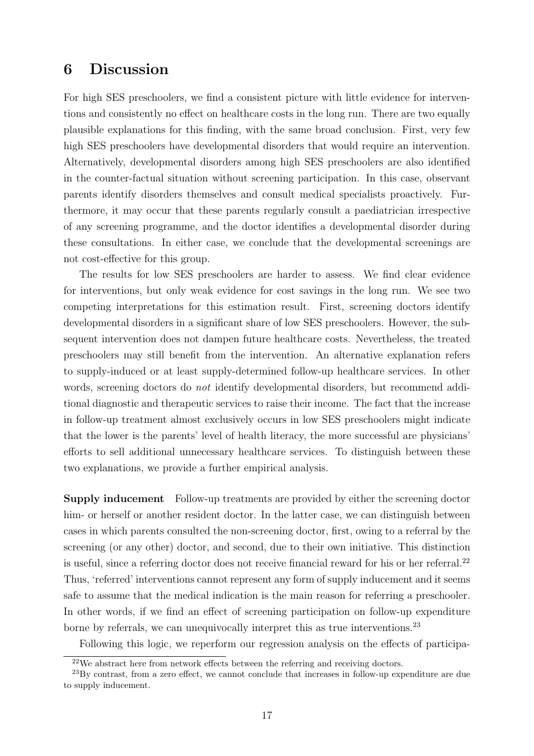# 6 Discussion

For high SES preschoolers, we find a consistent picture with little evidence for interventions and consistently no effect on healthcare costs in the long run. There are two equally plausible explanations for this finding, with the same broad conclusion. First, very few high SES preschoolers have developmental disorders that would require an intervention. Alternatively, developmental disorders among high SES preschoolers are also identified in the counter-factual situation without screening participation. In this case, observant parents identify disorders themselves and consult medical specialists proactively. Furthermore, it may occur that these parents regularly consult a paediatrician irrespective of any screening programme, and the doctor identifies a developmental disorder during these consultations. In either case, we conclude that the developmental screenings are not cost-effective for this group.

The results for low SES preschoolers are harder to assess. We find clear evidence for interventions, but only weak evidence for cost savings in the long run. We see two competing interpretations for this estimation result. First, screening doctors identify developmental disorders in a significant share of low SES preschoolers. However, the subsequent intervention does not dampen future healthcare costs. Nevertheless, the treated preschoolers may still benefit from the intervention. An alternative explanation refers to supply-induced or at least supply-determined follow-up healthcare services. In other words, screening doctors do *not* identify developmental disorders, but recommend additional diagnostic and therapeutic services to raise their income. The fact that the increase in follow-up treatment almost exclusively occurs in low SES preschoolers might indicate that the lower is the parents' level of health literacy, the more successful are physicians' efforts to sell additional unnecessary healthcare services. To distinguish between these two explanations, we provide a further empirical analysis.

**Supply inducement** Follow-up treatments are provided by either the screening doctor him- or herself or another resident doctor. In the latter case, we can distinguish between cases in which parents consulted the non-screening doctor, first, owing to a referral by the screening (or any other) doctor, and second, due to their own initiative. This distinction is useful, since a referring doctor does not receive financial reward for his or her referral.[22] Thus, 'referred' interventions cannot represent any form of supply inducement and it seems safe to assume that the medical indication is the main reason for referring a preschooler. In other words, if we find an effect of screening participation on follow-up expenditure borne by referrals, we can unequivocally interpret this as true interventions.[23]

Following this logic, we reperform our regression analysis on the effects of participa-

[22] We abstract here from network effects between the referring and receiving doctors.

[23] By contrast, from a zero effect, we cannot conclude that increases in follow-up expenditure are due to supply inducement.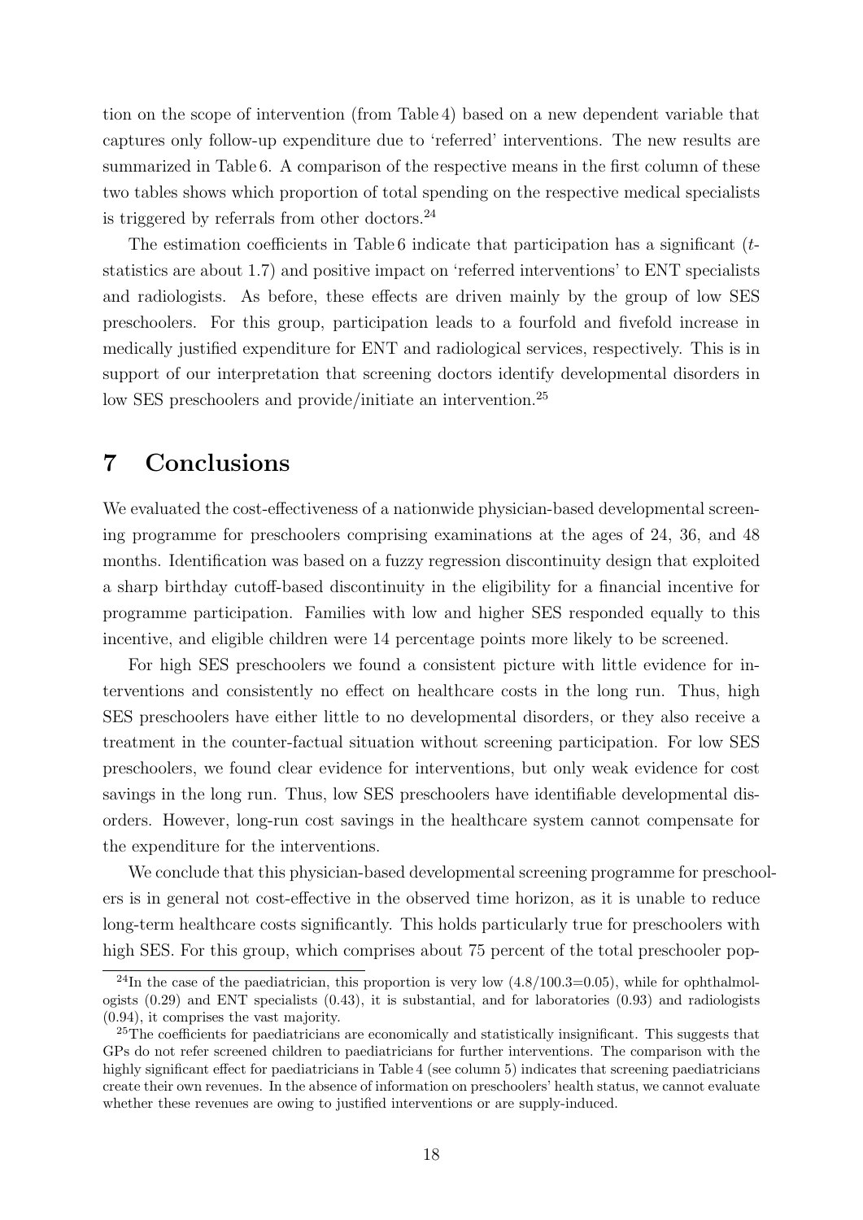tion on the scope of intervention (from Table 4) based on a new dependent variable that captures only follow-up expenditure due to 'referred' interventions. The new results are summarized in Table 6. A comparison of the respective means in the first column of these two tables shows which proportion of total spending on the respective medical specialists is triggered by referrals from other doctors.[24]

The estimation coefficients in Table 6 indicate that participation has a significant ($t$-statistics are about 1.7) and positive impact on 'referred interventions' to ENT specialists and radiologists. As before, these effects are driven mainly by the group of low SES preschoolers. For this group, participation leads to a fourfold and fivefold increase in medically justified expenditure for ENT and radiological services, respectively. This is in support of our interpretation that screening doctors identify developmental disorders in low SES preschoolers and provide/initiate an intervention.[25]

# 7 Conclusions

We evaluated the cost-effectiveness of a nationwide physician-based developmental screening programme for preschoolers comprising examinations at the ages of 24, 36, and 48 months. Identification was based on a fuzzy regression discontinuity design that exploited a sharp birthday cutoff-based discontinuity in the eligibility for a financial incentive for programme participation. Families with low and higher SES responded equally to this incentive, and eligible children were 14 percentage points more likely to be screened.

For high SES preschoolers we found a consistent picture with little evidence for interventions and consistently no effect on healthcare costs in the long run. Thus, high SES preschoolers have either little to no developmental disorders, or they also receive a treatment in the counter-factual situation without screening participation. For low SES preschoolers, we found clear evidence for interventions, but only weak evidence for cost savings in the long run. Thus, low SES preschoolers have identifiable developmental disorders. However, long-run cost savings in the healthcare system cannot compensate for the expenditure for the interventions.

We conclude that this physician-based developmental screening programme for preschoolers is in general not cost-effective in the observed time horizon, as it is unable to reduce long-term healthcare costs significantly. This holds particularly true for preschoolers with high SES. For this group, which comprises about 75 percent of the total preschooler pop-

[24] In the case of the paediatrician, this proportion is very low (4.8/100.3=0.05), while for ophthalmologists (0.29) and ENT specialists (0.43), it is substantial, and for laboratories (0.93) and radiologists (0.94), it comprises the vast majority.

[25] The coefficients for paediatricians are economically and statistically insignificant. This suggests that GPs do not refer screened children to paediatricians for further interventions. The comparison with the highly significant effect for paediatricians in Table 4 (see column 5) indicates that screening paediatricians create their own revenues. In the absence of information on preschoolers' health status, we cannot evaluate whether these revenues are owing to justified interventions or are supply-induced.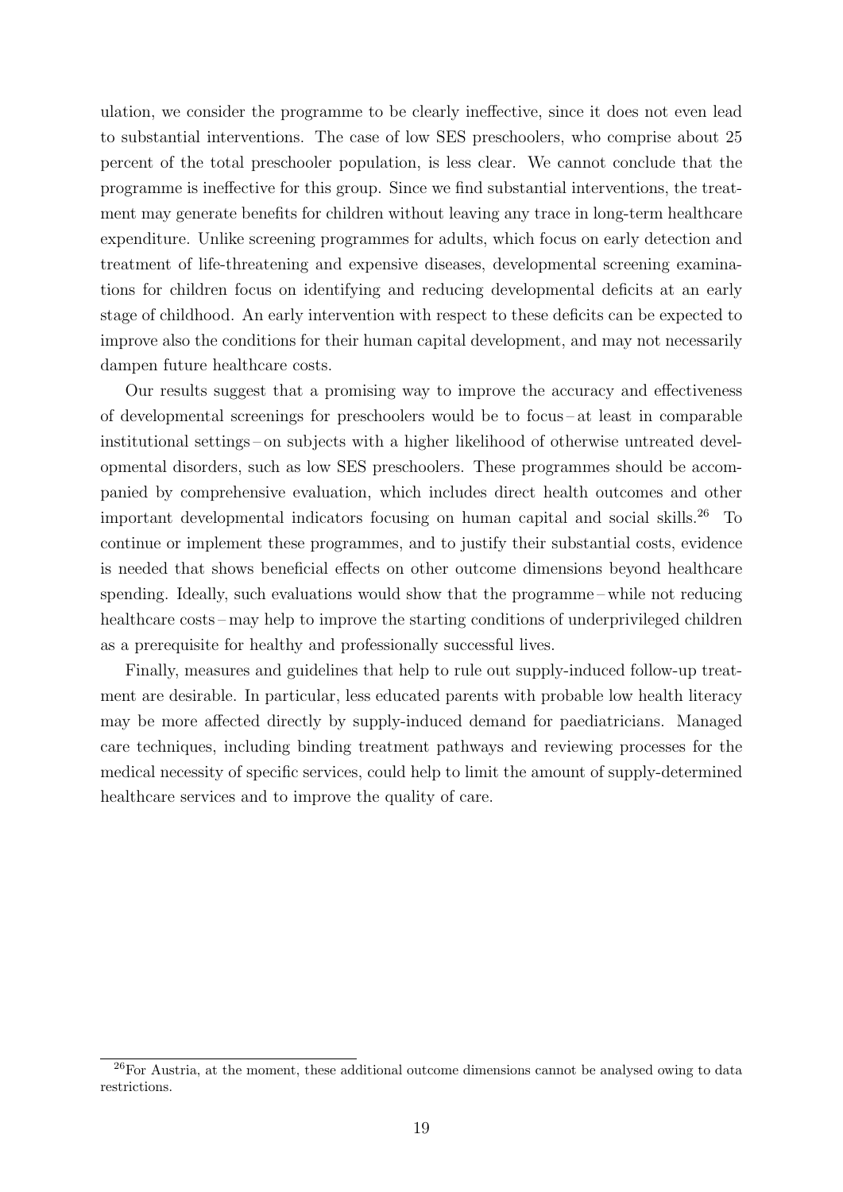ulation, we consider the programme to be clearly ineffective, since it does not even lead to substantial interventions. The case of low SES preschoolers, who comprise about 25 percent of the total preschooler population, is less clear. We cannot conclude that the programme is ineffective for this group. Since we find substantial interventions, the treatment may generate benefits for children without leaving any trace in long-term healthcare expenditure. Unlike screening programmes for adults, which focus on early detection and treatment of life-threatening and expensive diseases, developmental screening examinations for children focus on identifying and reducing developmental deficits at an early stage of childhood. An early intervention with respect to these deficits can be expected to improve also the conditions for their human capital development, and may not necessarily dampen future healthcare costs.

Our results suggest that a promising way to improve the accuracy and effectiveness of developmental screenings for preschoolers would be to focus – at least in comparable institutional settings – on subjects with a higher likelihood of otherwise untreated developmental disorders, such as low SES preschoolers. These programmes should be accompanied by comprehensive evaluation, which includes direct health outcomes and other important developmental indicators focusing on human capital and social skills.[26] To continue or implement these programmes, and to justify their substantial costs, evidence is needed that shows beneficial effects on other outcome dimensions beyond healthcare spending. Ideally, such evaluations would show that the programme – while not reducing healthcare costs – may help to improve the starting conditions of underprivileged children as a prerequisite for healthy and professionally successful lives.

Finally, measures and guidelines that help to rule out supply-induced follow-up treatment are desirable. In particular, less educated parents with probable low health literacy may be more affected directly by supply-induced demand for paediatricians. Managed care techniques, including binding treatment pathways and reviewing processes for the medical necessity of specific services, could help to limit the amount of supply-determined healthcare services and to improve the quality of care.

[26] For Austria, at the moment, these additional outcome dimensions cannot be analysed owing to data restrictions.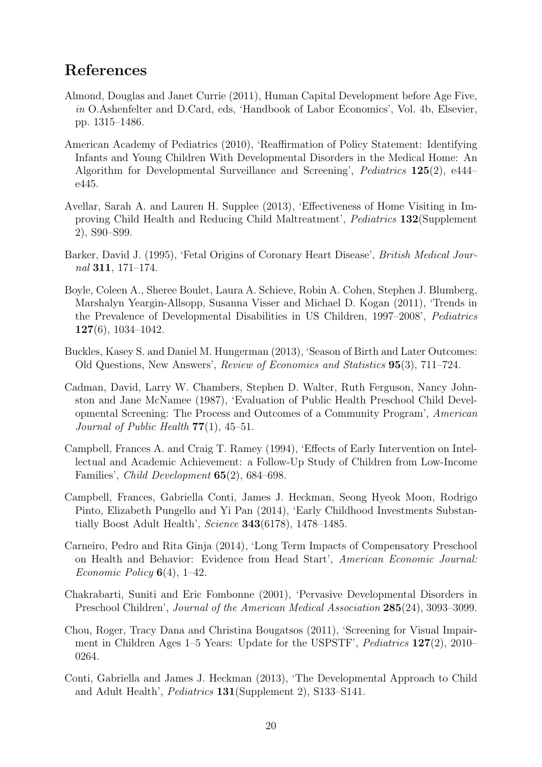# References

Almond, Douglas and Janet Currie (2011), Human Capital Development before Age Five, *in* O.Ashenfelter and D.Card, eds, 'Handbook of Labor Economics', Vol. 4b, Elsevier, pp. 1315–1486.

American Academy of Pediatrics (2010), 'Reaffirmation of Policy Statement: Identifying Infants and Young Children With Developmental Disorders in the Medical Home: An Algorithm for Developmental Surveillance and Screening', *Pediatrics* **125**(2), e444–e445.

Avellar, Sarah A. and Lauren H. Supplee (2013), 'Effectiveness of Home Visiting in Improving Child Health and Reducing Child Maltreatment', *Pediatrics* **132**(Supplement 2), S90–S99.

Barker, David J. (1995), 'Fetal Origins of Coronary Heart Disease', *British Medical Journal* **311**, 171–174.

Boyle, Coleen A., Sheree Boulet, Laura A. Schieve, Robin A. Cohen, Stephen J. Blumberg, Marshalyn Yeargin-Allsopp, Susanna Visser and Michael D. Kogan (2011), 'Trends in the Prevalence of Developmental Disabilities in US Children, 1997–2008', *Pediatrics* **127**(6), 1034–1042.

Buckles, Kasey S. and Daniel M. Hungerman (2013), 'Season of Birth and Later Outcomes: Old Questions, New Answers', *Review of Economics and Statistics* **95**(3), 711–724.

Cadman, David, Larry W. Chambers, Stephen D. Walter, Ruth Ferguson, Nancy Johnston and Jane McNamee (1987), 'Evaluation of Public Health Preschool Child Developmental Screening: The Process and Outcomes of a Community Program', *American Journal of Public Health* **77**(1), 45–51.

Campbell, Frances A. and Craig T. Ramey (1994), 'Effects of Early Intervention on Intellectual and Academic Achievement: a Follow-Up Study of Children from Low-Income Families', *Child Development* **65**(2), 684–698.

Campbell, Frances, Gabriella Conti, James J. Heckman, Seong Hyeok Moon, Rodrigo Pinto, Elizabeth Pungello and Yi Pan (2014), 'Early Childhood Investments Substantially Boost Adult Health', *Science* **343**(6178), 1478–1485.

Carneiro, Pedro and Rita Ginja (2014), 'Long Term Impacts of Compensatory Preschool on Health and Behavior: Evidence from Head Start', *American Economic Journal: Economic Policy* **6**(4), 1–42.

Chakrabarti, Suniti and Eric Fombonne (2001), 'Pervasive Developmental Disorders in Preschool Children', *Journal of the American Medical Association* **285**(24), 3093–3099.

Chou, Roger, Tracy Dana and Christina Bougatsos (2011), 'Screening for Visual Impairment in Children Ages 1–5 Years: Update for the USPSTF', *Pediatrics* **127**(2), 2010–0264.

Conti, Gabriella and James J. Heckman (2013), 'The Developmental Approach to Child and Adult Health', *Pediatrics* **131**(Supplement 2), S133–S141.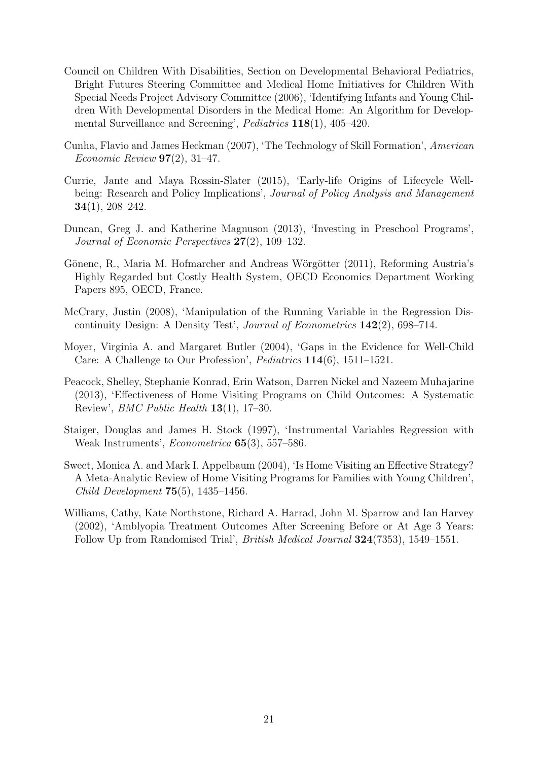Council on Children With Disabilities, Section on Developmental Behavioral Pediatrics, Bright Futures Steering Committee and Medical Home Initiatives for Children With Special Needs Project Advisory Committee (2006), 'Identifying Infants and Young Children With Developmental Disorders in the Medical Home: An Algorithm for Developmental Surveillance and Screening', *Pediatrics* **118**(1), 405–420.

Cunha, Flavio and James Heckman (2007), 'The Technology of Skill Formation', *American Economic Review* **97**(2), 31–47.

Currie, Jante and Maya Rossin-Slater (2015), 'Early-life Origins of Lifecycle Wellbeing: Research and Policy Implications', *Journal of Policy Analysis and Management* **34**(1), 208–242.

Duncan, Greg J. and Katherine Magnuson (2013), 'Investing in Preschool Programs', *Journal of Economic Perspectives* **27**(2), 109–132.

Gönenc, R., Maria M. Hofmarcher and Andreas Wörgötter (2011), Reforming Austria's Highly Regarded but Costly Health System, OECD Economics Department Working Papers 895, OECD, France.

McCrary, Justin (2008), 'Manipulation of the Running Variable in the Regression Discontinuity Design: A Density Test', *Journal of Econometrics* **142**(2), 698–714.

Moyer, Virginia A. and Margaret Butler (2004), 'Gaps in the Evidence for Well-Child Care: A Challenge to Our Profession', *Pediatrics* **114**(6), 1511–1521.

Peacock, Shelley, Stephanie Konrad, Erin Watson, Darren Nickel and Nazeem Muhajarine (2013), 'Effectiveness of Home Visiting Programs on Child Outcomes: A Systematic Review', *BMC Public Health* **13**(1), 17–30.

Staiger, Douglas and James H. Stock (1997), 'Instrumental Variables Regression with Weak Instruments', *Econometrica* **65**(3), 557–586.

Sweet, Monica A. and Mark I. Appelbaum (2004), 'Is Home Visiting an Effective Strategy? A Meta-Analytic Review of Home Visiting Programs for Families with Young Children', *Child Development* **75**(5), 1435–1456.

Williams, Cathy, Kate Northstone, Richard A. Harrad, John M. Sparrow and Ian Harvey (2002), 'Amblyopia Treatment Outcomes After Screening Before or At Age 3 Years: Follow Up from Randomised Trial', *British Medical Journal* **324**(7353), 1549–1551.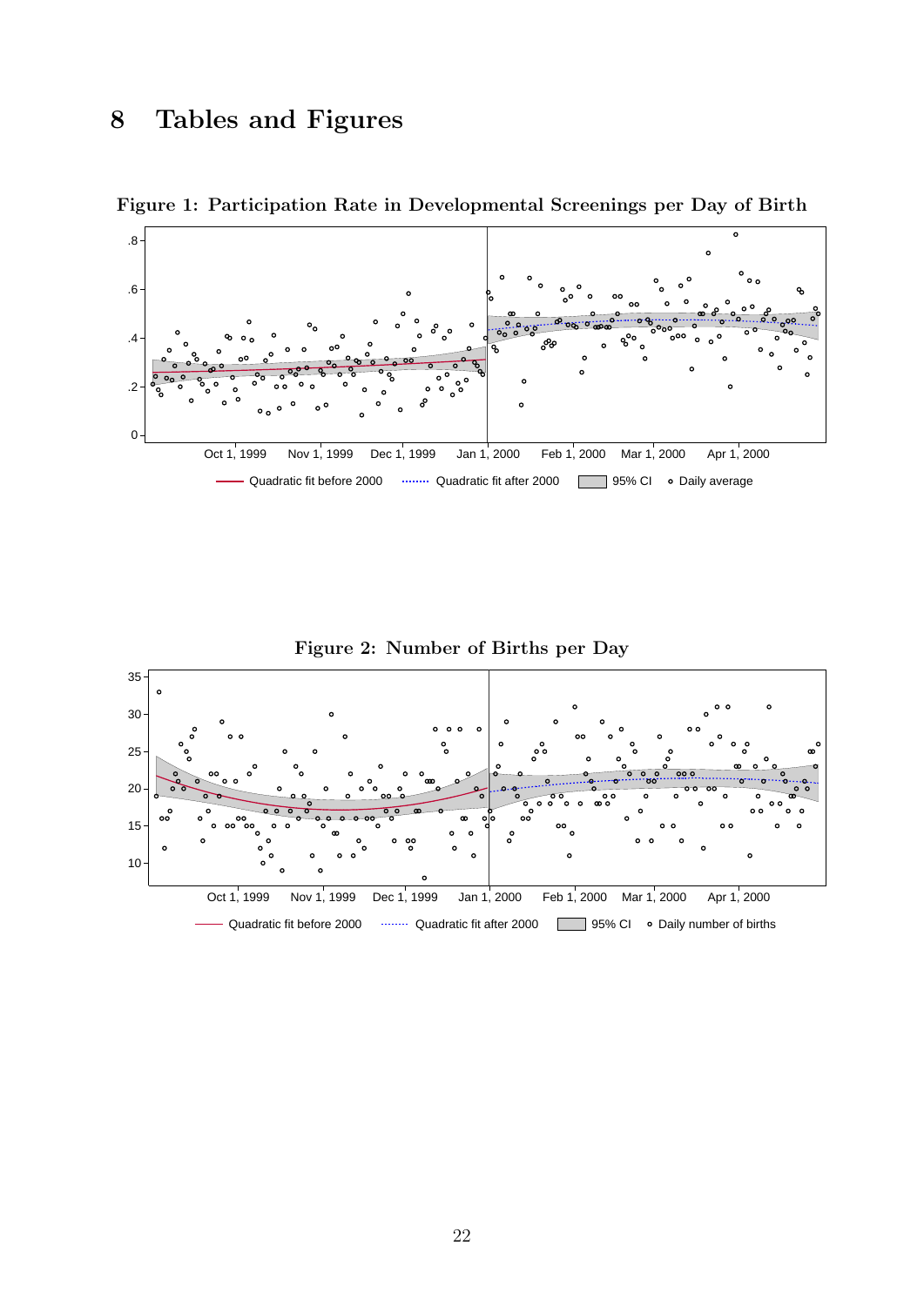# 8 Tables and Figures

**Figure 1: Participation Rate in Developmental Screenings per Day of Birth**

**Figure 2: Number of Births per Day**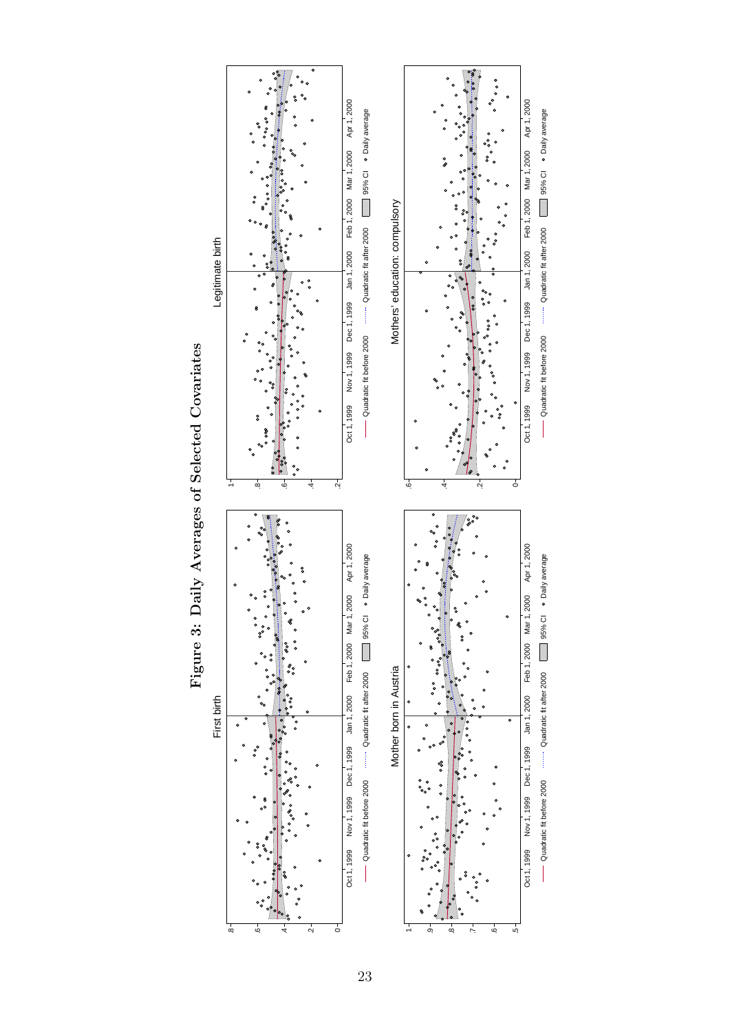# Figure 3: Daily Averages of Selected Covariates

First birth

Legitimate birth

Mother born in Austria

Mothers' education: compulsory

Oct 1, 1999 Nov 1, 1999 Dec 1, 1999 Jan 1, 2000 Feb 1, 2000 Mar 1, 2000 Apr 1, 2000

—— Quadratic fit before 2000 ........ Quadratic fit after 2000 95% CI ◦ Daily average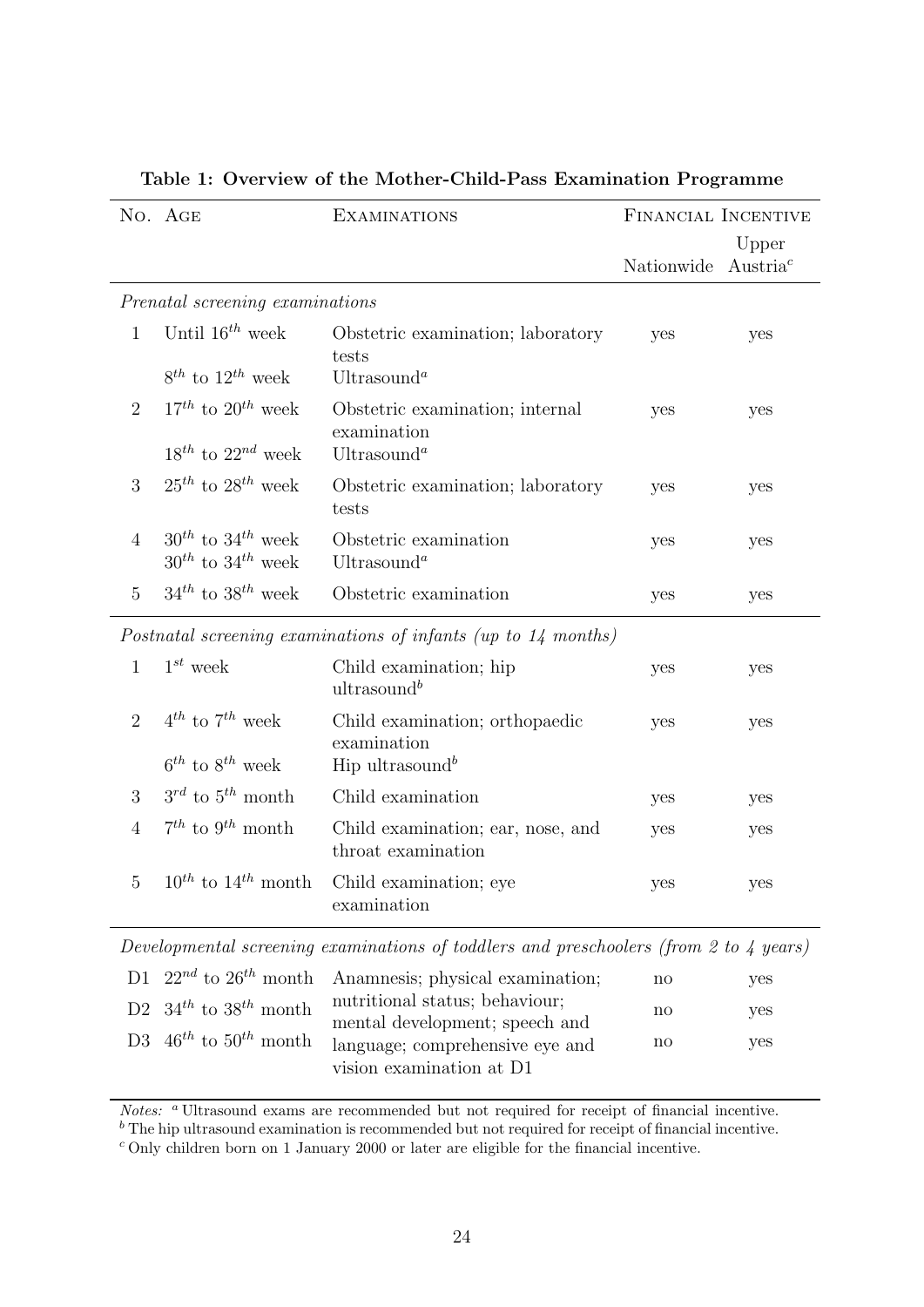**Table 1: Overview of the Mother-Child-Pass Examination Programme**

| No. | Age | Examinations | Financial Incentive | |
|---|---|---|---|---|
| | | | Nationwide | Upper Austria[c] |
| *Prenatal screening examinations* | | | | |
| 1 | Until $16^{th}$ week | Obstetric examination; laboratory tests | yes | yes |
| | $8^{th}$ to $12^{th}$ week | Ultrasound[a] | | |
| 2 | $17^{th}$ to $20^{th}$ week | Obstetric examination; internal examination | yes | yes |
| | $18^{th}$ to $22^{nd}$ week | Ultrasound[a] | | |
| 3 | $25^{th}$ to $28^{th}$ week | Obstetric examination; laboratory tests | yes | yes |
| 4 | $30^{th}$ to $34^{th}$ week | Obstetric examination | yes | yes |
| | $30^{th}$ to $34^{th}$ week | Ultrasound[a] | | |
| 5 | $34^{th}$ to $38^{th}$ week | Obstetric examination | yes | yes |
| *Postnatal screening examinations of infants (up to 14 months)* | | | | |
| 1 | $1^{st}$ week | Child examination; hip ultrasound[b] | yes | yes |
| 2 | $4^{th}$ to $7^{th}$ week | Child examination; orthopaedic examination | yes | yes |
| | $6^{th}$ to $8^{th}$ week | Hip ultrasound[b] | | |
| 3 | $3^{rd}$ to $5^{th}$ month | Child examination | yes | yes |
| 4 | $7^{th}$ to $9^{th}$ month | Child examination; ear, nose, and throat examination | yes | yes |
| 5 | $10^{th}$ to $14^{th}$ month | Child examination; eye examination | yes | yes |
| *Developmental screening examinations of toddlers and preschoolers (from 2 to 4 years)* | | | | |
| D1 | $22^{nd}$ to $26^{th}$ month | Anamnesis; physical examination; nutritional status; behaviour; mental development; speech and language; comprehensive eye and vision examination at D1 | no | yes |
| D2 | $34^{th}$ to $38^{th}$ month | | no | yes |
| D3 | $46^{th}$ to $50^{th}$ month | | no | yes |

*Notes:* [a] Ultrasound exams are recommended but not required for receipt of financial incentive.
[b] The hip ultrasound examination is recommended but not required for receipt of financial incentive.
[c] Only children born on 1 January 2000 or later are eligible for the financial incentive.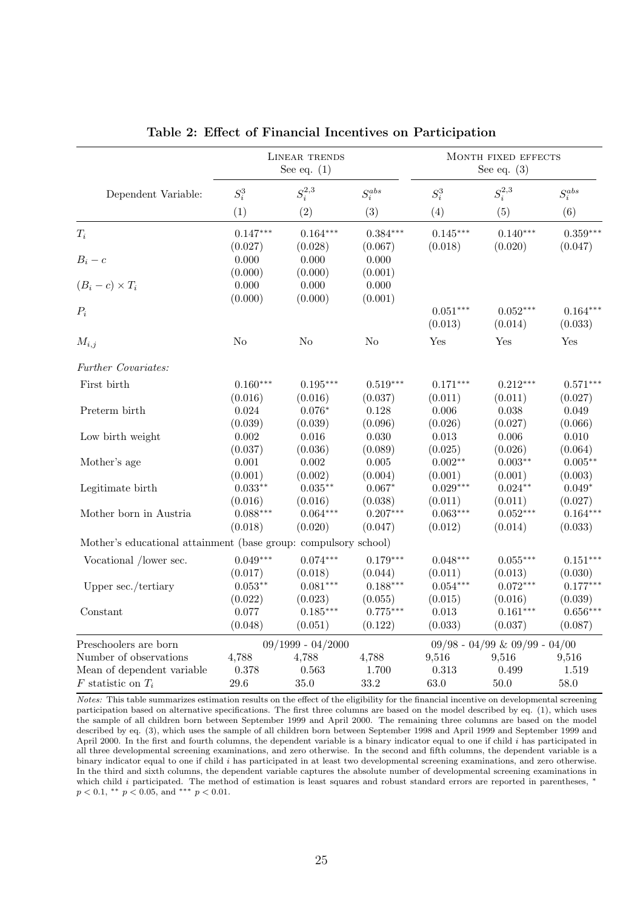**Table 2: Effect of Financial Incentives on Participation**

| | Linear trends See eq. (1) | | | Month fixed effects See eq. (3) | | |
|---|---|---|---|---|---|---|
| Dependent Variable: | $S_i^3$ | $S_i^{2,3}$ | $S_i^{abs}$ | $S_i^3$ | $S_i^{2,3}$ | $S_i^{abs}$ |
| | (1) | (2) | (3) | (4) | (5) | (6) |
| $T_i$ | 0.147*** | 0.164*** | 0.384*** | 0.145*** | 0.140*** | 0.359*** |
| | (0.027) | (0.028) | (0.067) | (0.018) | (0.020) | (0.047) |
| $B_i - c$ | 0.000 | 0.000 | 0.000 | | | |
| | (0.000) | (0.000) | (0.001) | | | |
| $(B_i - c) \times T_i$ | 0.000 | 0.000 | 0.000 | | | |
| | (0.000) | (0.000) | (0.001) | | | |
| $P_i$ | | | | 0.051*** | 0.052*** | 0.164*** |
| | | | | (0.013) | (0.014) | (0.033) |
| $M_{i,j}$ | No | No | No | Yes | Yes | Yes |
| *Further Covariates:* | | | | | | |
| First birth | 0.160*** | 0.195*** | 0.519*** | 0.171*** | 0.212*** | 0.571*** |
| | (0.016) | (0.016) | (0.037) | (0.011) | (0.011) | (0.027) |
| Preterm birth | 0.024 | 0.076* | 0.128 | 0.006 | 0.038 | 0.049 |
| | (0.039) | (0.039) | (0.096) | (0.026) | (0.027) | (0.066) |
| Low birth weight | 0.002 | 0.016 | 0.030 | 0.013 | 0.006 | 0.010 |
| | (0.037) | (0.036) | (0.089) | (0.025) | (0.026) | (0.064) |
| Mother's age | 0.001 | 0.002 | 0.005 | 0.002** | 0.003** | 0.005** |
| | (0.001) | (0.002) | (0.004) | (0.001) | (0.001) | (0.003) |
| Legitimate birth | 0.033** | 0.035** | 0.067* | 0.029*** | 0.024** | 0.049* |
| | (0.016) | (0.016) | (0.038) | (0.011) | (0.011) | (0.027) |
| Mother born in Austria | 0.088*** | 0.064*** | 0.207*** | 0.063*** | 0.052*** | 0.164*** |
| | (0.018) | (0.020) | (0.047) | (0.012) | (0.014) | (0.033) |
| Mother's educational attainment (base group: compulsory school) | | | | | | |
| Vocational /lower sec. | 0.049*** | 0.074*** | 0.179*** | 0.048*** | 0.055*** | 0.151*** |
| | (0.017) | (0.018) | (0.044) | (0.011) | (0.013) | (0.030) |
| Upper sec./tertiary | 0.053** | 0.081*** | 0.188*** | 0.054*** | 0.072*** | 0.177*** |
| | (0.022) | (0.023) | (0.055) | (0.015) | (0.016) | (0.039) |
| Constant | 0.077 | 0.185*** | 0.775*** | 0.013 | 0.161*** | 0.656*** |
| | (0.048) | (0.051) | (0.122) | (0.033) | (0.037) | (0.087) |
| Preschoolers are born | 09/1999 - 04/2000 | | | 09/98 - 04/99 & 09/99 - 04/00 | | |
| Number of observations | 4,788 | 4,788 | 4,788 | 9,516 | 9,516 | 9,516 |
| Mean of dependent variable | 0.378 | 0.563 | 1.700 | 0.313 | 0.499 | 1.519 |
| $F$ statistic on $T_i$ | 29.6 | 35.0 | 33.2 | 63.0 | 50.0 | 58.0 |

*Notes:* This table summarizes estimation results on the effect of the eligibility for the financial incentive on developmental screening participation based on alternative specifications. The first three columns are based on the model described by eq. (1), which uses the sample of all children born between September 1999 and April 2000. The remaining three columns are based on the model described by eq. (3), which uses the sample of all children born between September 1998 and April 1999 and September 1999 and April 2000. In the first and fourth columns, the dependent variable is a binary indicator equal to one if child $i$ has participated in all three developmental screening examinations, and zero otherwise. In the second and fifth columns, the dependent variable is a binary indicator equal to one if child $i$ has participated in at least two developmental screening examinations, and zero otherwise. In the third and sixth columns, the dependent variable captures the absolute number of developmental screening examinations in which child $i$ participated. The method of estimation is least squares and robust standard errors are reported in parentheses, * $p < 0.1$, ** $p < 0.05$, and *** $p < 0.01$.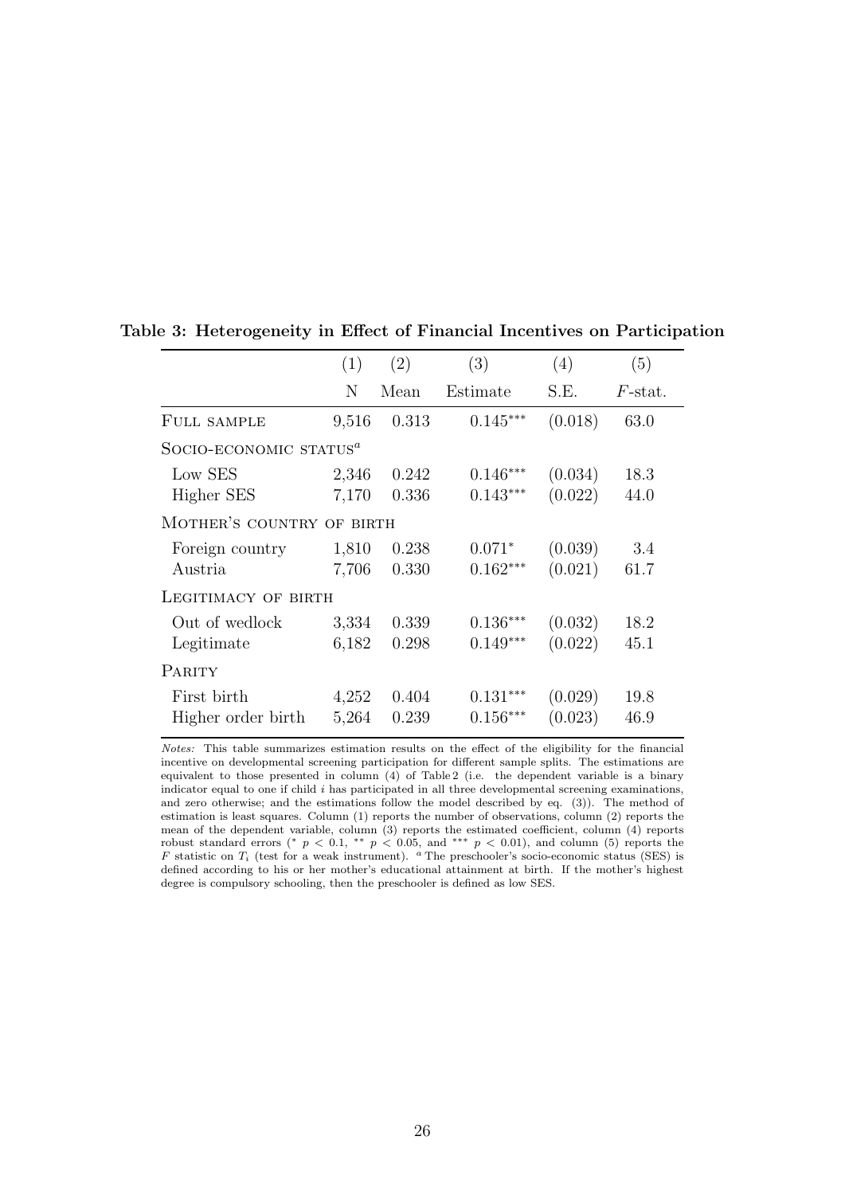**Table 3: Heterogeneity in Effect of Financial Incentives on Participation**

| | (1) | (2) | (3) | (4) | (5) |
|---|---|---|---|---|---|
| | N | Mean | Estimate | S.E. | $F$-stat. |
| Full sample | 9,516 | 0.313 | 0.145*** | (0.018) | 63.0 |
| Socio-economic status[a] | | | | | |
| Low SES | 2,346 | 0.242 | 0.146*** | (0.034) | 18.3 |
| Higher SES | 7,170 | 0.336 | 0.143*** | (0.022) | 44.0 |
| Mother's country of birth | | | | | |
| Foreign country | 1,810 | 0.238 | 0.071* | (0.039) | 3.4 |
| Austria | 7,706 | 0.330 | 0.162*** | (0.021) | 61.7 |
| Legitimacy of birth | | | | | |
| Out of wedlock | 3,334 | 0.339 | 0.136*** | (0.032) | 18.2 |
| Legitimate | 6,182 | 0.298 | 0.149*** | (0.022) | 45.1 |
| Parity | | | | | |
| First birth | 4,252 | 0.404 | 0.131*** | (0.029) | 19.8 |
| Higher order birth | 5,264 | 0.239 | 0.156*** | (0.023) | 46.9 |

*Notes:* This table summarizes estimation results on the effect of the eligibility for the financial incentive on developmental screening participation for different sample splits. The estimations are equivalent to those presented in column (4) of Table 2 (i.e. the dependent variable is a binary indicator equal to one if child $i$ has participated in all three developmental screening examinations, and zero otherwise; and the estimations follow the model described by eq. (3)). The method of estimation is least squares. Column (1) reports the number of observations, column (2) reports the mean of the dependent variable, column (3) reports the estimated coefficient, column (4) reports robust standard errors (* $p < 0.1$, ** $p < 0.05$, and *** $p < 0.01$), and column (5) reports the $F$ statistic on $T_i$ (test for a weak instrument). [a] The preschooler's socio-economic status (SES) is defined according to his or her mother's educational attainment at birth. If the mother's highest degree is compulsory schooling, then the preschooler is defined as low SES.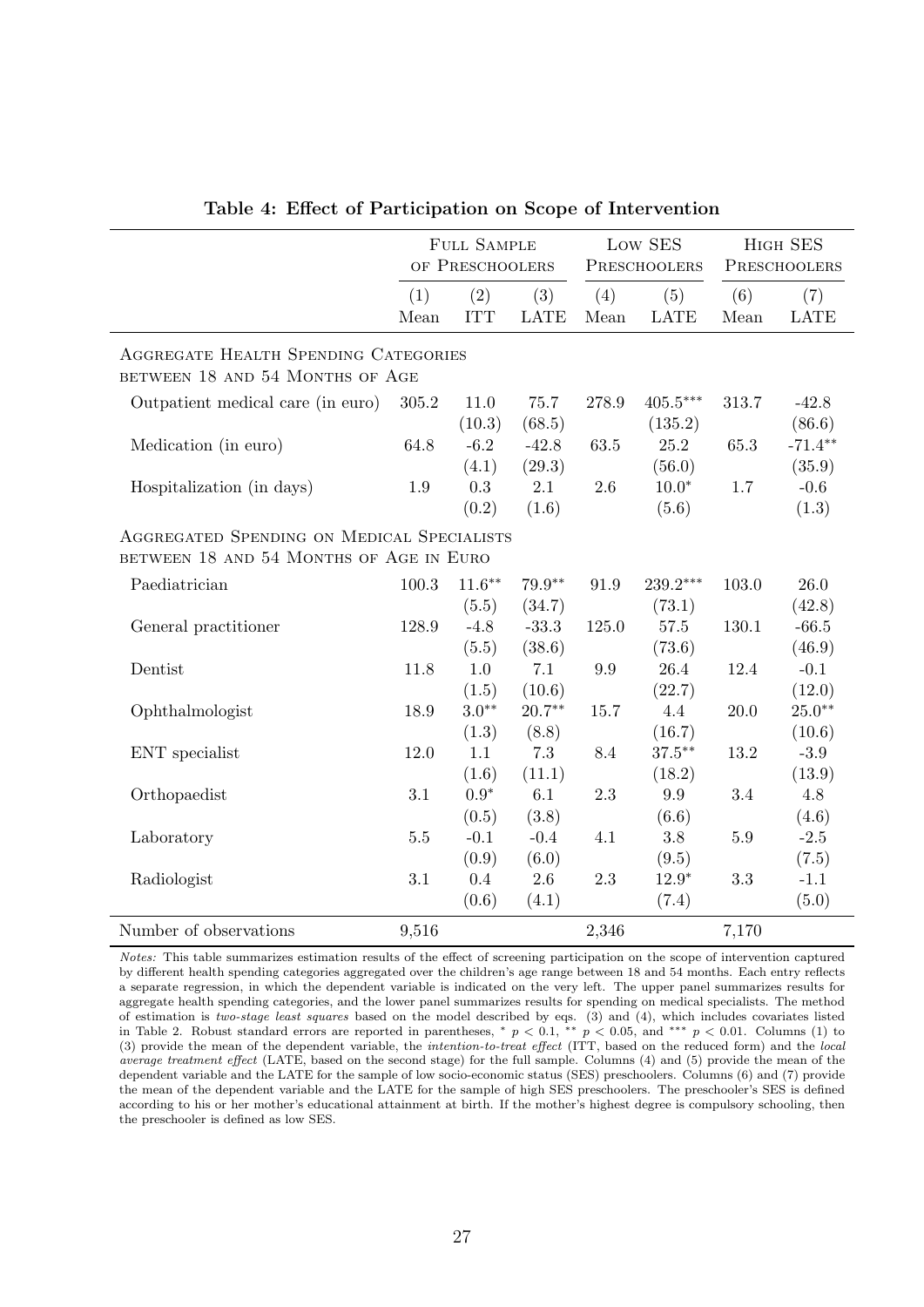**Table 4: Effect of Participation on Scope of Intervention**

| | Full Sample of Preschoolers | | | Low SES Preschoolers | | High SES Preschoolers | |
|---|---|---|---|---|---|---|---|
| | (1) | (2) | (3) | (4) | (5) | (6) | (7) |
| | Mean | ITT | LATE | Mean | LATE | Mean | LATE |
| **Aggregate Health Spending Categories between 18 and 54 Months of Age** | | | | | | | |
| Outpatient medical care (in euro) | 305.2 | 11.0 | 75.7 | 278.9 | 405.5*** | 313.7 | -42.8 |
| | | (10.3) | (68.5) | | (135.2) | | (86.6) |
| Medication (in euro) | 64.8 | -6.2 | -42.8 | 63.5 | 25.2 | 65.3 | -71.4** |
| | | (4.1) | (29.3) | | (56.0) | | (35.9) |
| Hospitalization (in days) | 1.9 | 0.3 | 2.1 | 2.6 | 10.0* | 1.7 | -0.6 |
| | | (0.2) | (1.6) | | (5.6) | | (1.3) |
| **Aggregated Spending on Medical Specialists between 18 and 54 Months of Age in Euro** | | | | | | | |
| Paediatrician | 100.3 | 11.6** | 79.9** | 91.9 | 239.2*** | 103.0 | 26.0 |
| | | (5.5) | (34.7) | | (73.1) | | (42.8) |
| General practitioner | 128.9 | -4.8 | -33.3 | 125.0 | 57.5 | 130.1 | -66.5 |
| | | (5.5) | (38.6) | | (73.6) | | (46.9) |
| Dentist | 11.8 | 1.0 | 7.1 | 9.9 | 26.4 | 12.4 | -0.1 |
| | | (1.5) | (10.6) | | (22.7) | | (12.0) |
| Ophthalmologist | 18.9 | 3.0** | 20.7** | 15.7 | 4.4 | 20.0 | 25.0** |
| | | (1.3) | (8.8) | | (16.7) | | (10.6) |
| ENT specialist | 12.0 | 1.1 | 7.3 | 8.4 | 37.5** | 13.2 | -3.9 |
| | | (1.6) | (11.1) | | (18.2) | | (13.9) |
| Orthopaedist | 3.1 | 0.9* | 6.1 | 2.3 | 9.9 | 3.4 | 4.8 |
| | | (0.5) | (3.8) | | (6.6) | | (4.6) |
| Laboratory | 5.5 | -0.1 | -0.4 | 4.1 | 3.8 | 5.9 | -2.5 |
| | | (0.9) | (6.0) | | (9.5) | | (7.5) |
| Radiologist | 3.1 | 0.4 | 2.6 | 2.3 | 12.9* | 3.3 | -1.1 |
| | | (0.6) | (4.1) | | (7.4) | | (5.0) |
| Number of observations | 9,516 | | | 2,346 | | 7,170 | |

*Notes:* This table summarizes estimation results of the effect of screening participation on the scope of intervention captured by different health spending categories aggregated over the children's age range between 18 and 54 months. Each entry reflects a separate regression, in which the dependent variable is indicated on the very left. The upper panel summarizes results for aggregate health spending categories, and the lower panel summarizes results for spending on medical specialists. The method of estimation is *two-stage least squares* based on the model described by eqs. (3) and (4), which includes covariates listed in Table 2. Robust standard errors are reported in parentheses, * $p < 0.1$, ** $p < 0.05$, and *** $p < 0.01$. Columns (1) to (3) provide the mean of the dependent variable, the *intention-to-treat effect* (ITT, based on the reduced form) and the *local average treatment effect* (LATE, based on the second stage) for the full sample. Columns (4) and (5) provide the mean of the dependent variable and the LATE for the sample of low socio-economic status (SES) preschoolers. Columns (6) and (7) provide the mean of the dependent variable and the LATE for the sample of high SES preschoolers. The preschooler's SES is defined according to his or her mother's educational attainment at birth. If the mother's highest degree is compulsory schooling, then the preschooler is defined as low SES.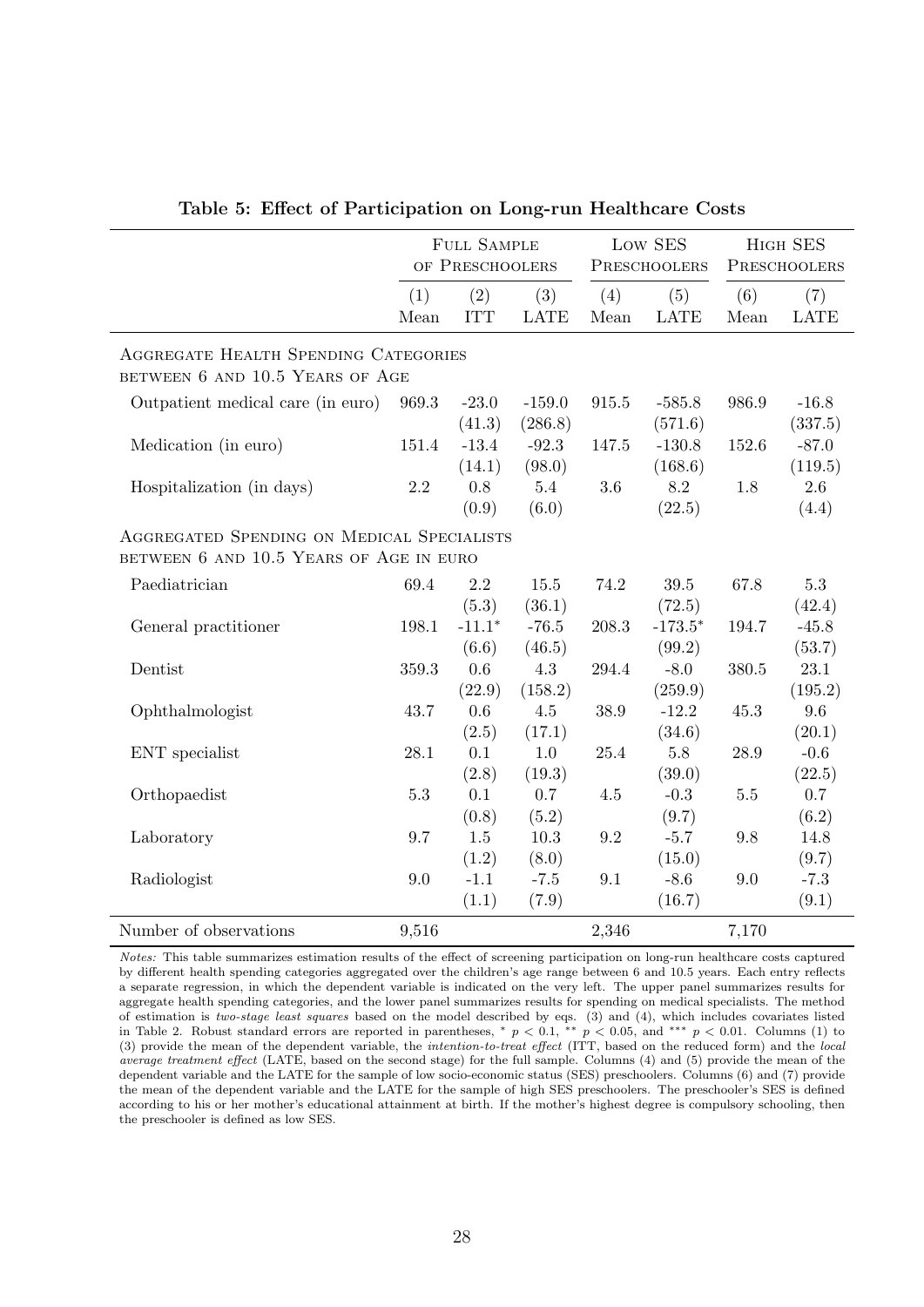**Table 5: Effect of Participation on Long-run Healthcare Costs**

| | Full Sample of Preschoolers | | | Low SES Preschoolers | | High SES Preschoolers | |
|---|---|---|---|---|---|---|---|
| | (1) Mean | (2) ITT | (3) LATE | (4) Mean | (5) LATE | (6) Mean | (7) LATE |
| **Aggregate Health Spending Categories between 6 and 10.5 Years of Age** | | | | | | | |
| Outpatient medical care (in euro) | 969.3 | -23.0 | -159.0 | 915.5 | -585.8 | 986.9 | -16.8 |
| | | (41.3) | (286.8) | | (571.6) | | (337.5) |
| Medication (in euro) | 151.4 | -13.4 | -92.3 | 147.5 | -130.8 | 152.6 | -87.0 |
| | | (14.1) | (98.0) | | (168.6) | | (119.5) |
| Hospitalization (in days) | 2.2 | 0.8 | 5.4 | 3.6 | 8.2 | 1.8 | 2.6 |
| | | (0.9) | (6.0) | | (22.5) | | (4.4) |
| **Aggregated Spending on Medical Specialists between 6 and 10.5 Years of Age in euro** | | | | | | | |
| Paediatrician | 69.4 | 2.2 | 15.5 | 74.2 | 39.5 | 67.8 | 5.3 |
| | | (5.3) | (36.1) | | (72.5) | | (42.4) |
| General practitioner | 198.1 | -11.1* | -76.5 | 208.3 | -173.5* | 194.7 | -45.8 |
| | | (6.6) | (46.5) | | (99.2) | | (53.7) |
| Dentist | 359.3 | 0.6 | 4.3 | 294.4 | -8.0 | 380.5 | 23.1 |
| | | (22.9) | (158.2) | | (259.9) | | (195.2) |
| Ophthalmologist | 43.7 | 0.6 | 4.5 | 38.9 | -12.2 | 45.3 | 9.6 |
| | | (2.5) | (17.1) | | (34.6) | | (20.1) |
| ENT specialist | 28.1 | 0.1 | 1.0 | 25.4 | 5.8 | 28.9 | -0.6 |
| | | (2.8) | (19.3) | | (39.0) | | (22.5) |
| Orthopaedist | 5.3 | 0.1 | 0.7 | 4.5 | -0.3 | 5.5 | 0.7 |
| | | (0.8) | (5.2) | | (9.7) | | (6.2) |
| Laboratory | 9.7 | 1.5 | 10.3 | 9.2 | -5.7 | 9.8 | 14.8 |
| | | (1.2) | (8.0) | | (15.0) | | (9.7) |
| Radiologist | 9.0 | -1.1 | -7.5 | 9.1 | -8.6 | 9.0 | -7.3 |
| | | (1.1) | (7.9) | | (16.7) | | (9.1) |
| Number of observations | 9,516 | | | 2,346 | | 7,170 | |

*Notes:* This table summarizes estimation results of the effect of screening participation on long-run healthcare costs captured by different health spending categories aggregated over the children's age range between 6 and 10.5 years. Each entry reflects a separate regression, in which the dependent variable is indicated on the very left. The upper panel summarizes results for aggregate health spending categories, and the lower panel summarizes results for spending on medical specialists. The method of estimation is *two-stage least squares* based on the model described by eqs. (3) and (4), which includes covariates listed in Table 2. Robust standard errors are reported in parentheses, * $p < 0.1$, ** $p < 0.05$, and *** $p < 0.01$. Columns (1) to (3) provide the mean of the dependent variable, the *intention-to-treat effect* (ITT, based on the reduced form) and the *local average treatment effect* (LATE, based on the second stage) for the full sample. Columns (4) and (5) provide the mean of the dependent variable and the LATE for the sample of low socio-economic status (SES) preschoolers. Columns (6) and (7) provide the mean of the dependent variable and the LATE for the sample of high SES preschoolers. The preschooler's SES is defined according to his or her mother's educational attainment at birth. If the mother's highest degree is compulsory schooling, then the preschooler is defined as low SES.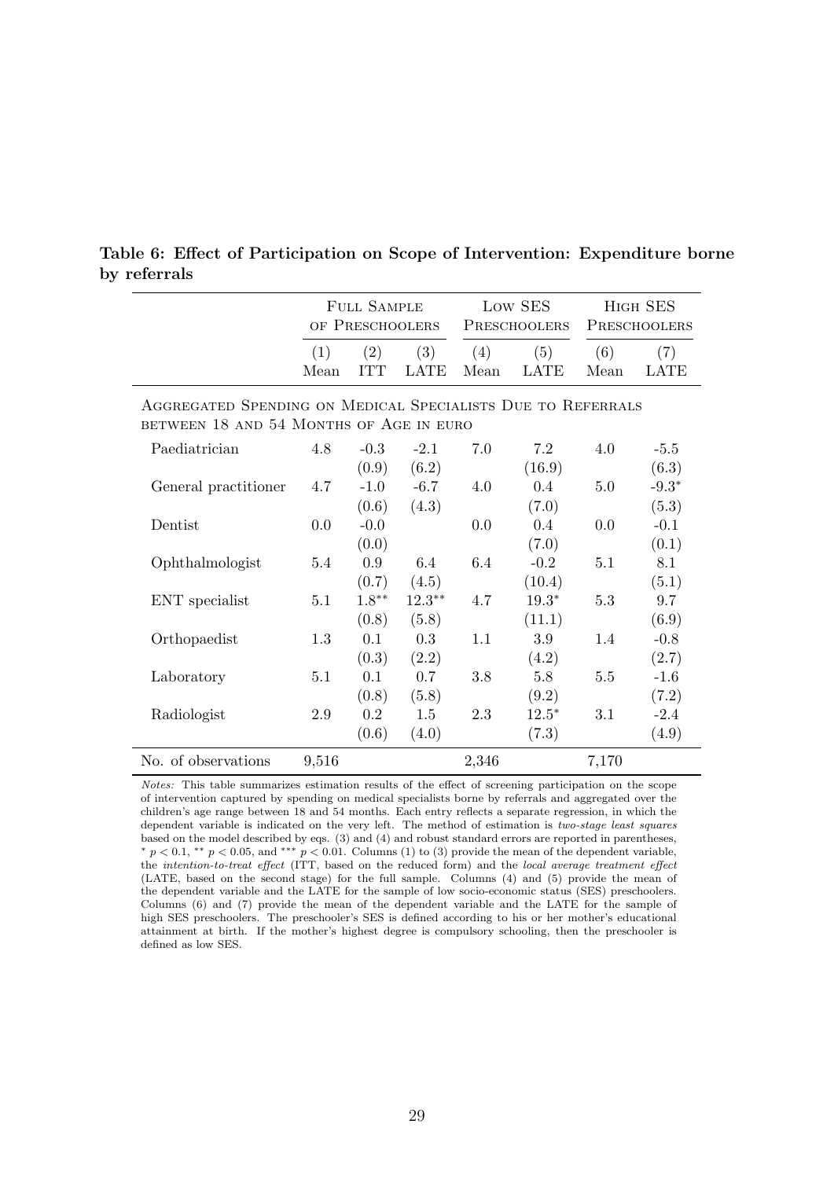**Table 6: Effect of Participation on Scope of Intervention: Expenditure borne by referrals**

| | Full Sample of Preschoolers | | | Low SES Preschoolers | | High SES Preschoolers | |
|---|---|---|---|---|---|---|---|
| | (1) Mean | (2) ITT | (3) LATE | (4) Mean | (5) LATE | (6) Mean | (7) LATE |
| Aggregated Spending on Medical Specialists Due to Referrals between 18 and 54 Months of Age in euro | | | | | | | |
| Paediatrician | 4.8 | -0.3 | -2.1 | 7.0 | 7.2 | 4.0 | -5.5 |
| | | (0.9) | (6.2) | | (16.9) | | (6.3) |
| General practitioner | 4.7 | -1.0 | -6.7 | 4.0 | 0.4 | 5.0 | -9.3* |
| | | (0.6) | (4.3) | | (7.0) | | (5.3) |
| Dentist | 0.0 | -0.0 | | 0.0 | 0.4 | 0.0 | -0.1 |
| | | (0.0) | | | (7.0) | | (0.1) |
| Ophthalmologist | 5.4 | 0.9 | 6.4 | 6.4 | -0.2 | 5.1 | 8.1 |
| | | (0.7) | (4.5) | | (10.4) | | (5.1) |
| ENT specialist | 5.1 | 1.8** | 12.3** | 4.7 | 19.3* | 5.3 | 9.7 |
| | | (0.8) | (5.8) | | (11.1) | | (6.9) |
| Orthopaedist | 1.3 | 0.1 | 0.3 | 1.1 | 3.9 | 1.4 | -0.8 |
| | | (0.3) | (2.2) | | (4.2) | | (2.7) |
| Laboratory | 5.1 | 0.1 | 0.7 | 3.8 | 5.8 | 5.5 | -1.6 |
| | | (0.8) | (5.8) | | (9.2) | | (7.2) |
| Radiologist | 2.9 | 0.2 | 1.5 | 2.3 | 12.5* | 3.1 | -2.4 |
| | | (0.6) | (4.0) | | (7.3) | | (4.9) |
| No. of observations | 9,516 | | | 2,346 | | 7,170 | |

*Notes:* This table summarizes estimation results of the effect of screening participation on the scope of intervention captured by spending on medical specialists borne by referrals and aggregated over the children's age range between 18 and 54 months. Each entry reflects a separate regression, in which the dependent variable is indicated on the very left. The method of estimation is *two-stage least squares* based on the model described by eqs. (3) and (4) and robust standard errors are reported in parentheses, * $p < 0.1$, ** $p < 0.05$, and *** $p < 0.01$. Columns (1) to (3) provide the mean of the dependent variable, the *intention-to-treat effect* (ITT, based on the reduced form) and the *local average treatment effect* (LATE, based on the second stage) for the full sample. Columns (4) and (5) provide the mean of the dependent variable and the LATE for the sample of low socio-economic status (SES) preschoolers. Columns (6) and (7) provide the mean of the dependent variable and the LATE for the sample of high SES preschoolers. The preschooler's SES is defined according to his or her mother's educational attainment at birth. If the mother's highest degree is compulsory schooling, then the preschooler is defined as low SES.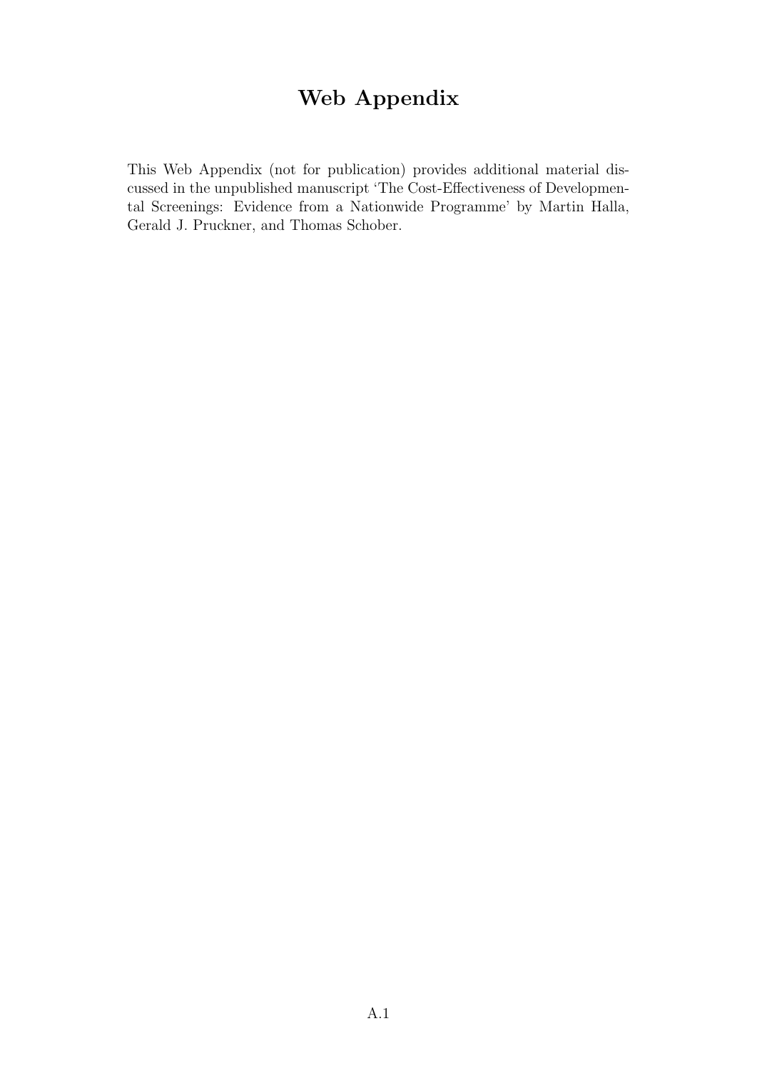# Web Appendix

This Web Appendix (not for publication) provides additional material discussed in the unpublished manuscript 'The Cost-Effectiveness of Developmental Screenings: Evidence from a Nationwide Programme' by Martin Halla, Gerald J. Pruckner, and Thomas Schober.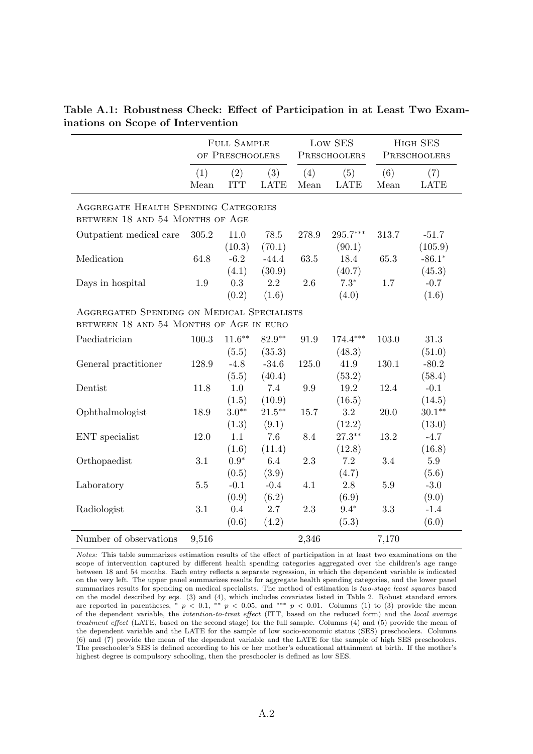**Table A.1: Robustness Check: Effect of Participation in at Least Two Examinations on Scope of Intervention**

| | Full Sample of Preschoolers | | | Low SES Preschoolers | | High SES Preschoolers | |
|---|---|---|---|---|---|---|---|
| | (1) Mean | (2) ITT | (3) LATE | (4) Mean | (5) LATE | (6) Mean | (7) LATE |
| **Aggregate Health Spending Categories between 18 and 54 Months of Age** | | | | | | | |
| Outpatient medical care | 305.2 | 11.0 | 78.5 | 278.9 | 295.7*** | 313.7 | -51.7 |
| | | (10.3) | (70.1) | | (90.1) | | (105.9) |
| Medication | 64.8 | -6.2 | -44.4 | 63.5 | 18.4 | 65.3 | -86.1* |
| | | (4.1) | (30.9) | | (40.7) | | (45.3) |
| Days in hospital | 1.9 | 0.3 | 2.2 | 2.6 | 7.3* | 1.7 | -0.7 |
| | | (0.2) | (1.6) | | (4.0) | | (1.6) |
| **Aggregated Spending on Medical Specialists between 18 and 54 Months of Age in euro** | | | | | | | |
| Paediatrician | 100.3 | 11.6** | 82.9** | 91.9 | 174.4*** | 103.0 | 31.3 |
| | | (5.5) | (35.3) | | (48.3) | | (51.0) |
| General practitioner | 128.9 | -4.8 | -34.6 | 125.0 | 41.9 | 130.1 | -80.2 |
| | | (5.5) | (40.4) | | (53.2) | | (58.4) |
| Dentist | 11.8 | 1.0 | 7.4 | 9.9 | 19.2 | 12.4 | -0.1 |
| | | (1.5) | (10.9) | | (16.5) | | (14.5) |
| Ophthalmologist | 18.9 | 3.0** | 21.5** | 15.7 | 3.2 | 20.0 | 30.1** |
| | | (1.3) | (9.1) | | (12.2) | | (13.0) |
| ENT specialist | 12.0 | 1.1 | 7.6 | 8.4 | 27.3** | 13.2 | -4.7 |
| | | (1.6) | (11.4) | | (12.8) | | (16.8) |
| Orthopaedist | 3.1 | 0.9* | 6.4 | 2.3 | 7.2 | 3.4 | 5.9 |
| | | (0.5) | (3.9) | | (4.7) | | (5.6) |
| Laboratory | 5.5 | -0.1 | -0.4 | 4.1 | 2.8 | 5.9 | -3.0 |
| | | (0.9) | (6.2) | | (6.9) | | (9.0) |
| Radiologist | 3.1 | 0.4 | 2.7 | 2.3 | 9.4* | 3.3 | -1.4 |
| | | (0.6) | (4.2) | | (5.3) | | (6.0) |
| Number of observations | 9,516 | | | 2,346 | | 7,170 | |

*Notes:* This table summarizes estimation results of the effect of participation in at least two examinations on the scope of intervention captured by different health spending categories aggregated over the children's age range between 18 and 54 months. Each entry reflects a separate regression, in which the dependent variable is indicated on the very left. The upper panel summarizes results for aggregate health spending categories, and the lower panel summarizes results for spending on medical specialists. The method of estimation is *two-stage least squares* based on the model described by eqs. (3) and (4), which includes covariates listed in Table 2. Robust standard errors are reported in parentheses, * $p < 0.1$, ** $p < 0.05$, and *** $p < 0.01$. Columns (1) to (3) provide the mean of the dependent variable, the *intention-to-treat effect* (ITT, based on the reduced form) and the *local average treatment effect* (LATE, based on the second stage) for the full sample. Columns (4) and (5) provide the mean of the dependent variable and the LATE for the sample of low socio-economic status (SES) preschoolers. Columns (6) and (7) provide the mean of the dependent variable and the LATE for the sample of high SES preschoolers. The preschooler's SES is defined according to his or her mother's educational attainment at birth. If the mother's highest degree is compulsory schooling, then the preschooler is defined as low SES.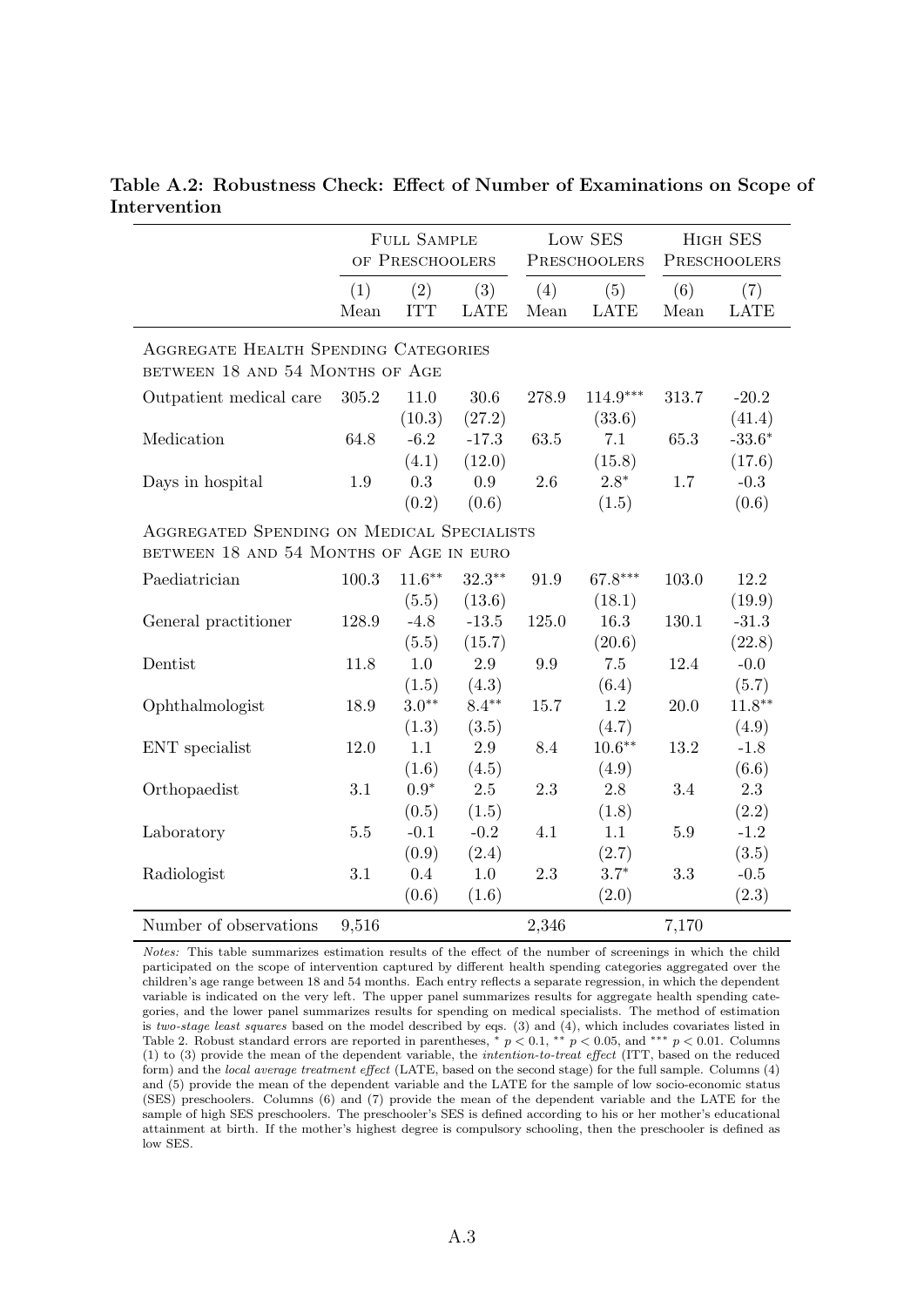**Table A.2: Robustness Check: Effect of Number of Examinations on Scope of Intervention**

| | Full Sample of Preschoolers | | | Low SES Preschoolers | | High SES Preschoolers | |
|---|---|---|---|---|---|---|---|
| | (1) Mean | (2) ITT | (3) LATE | (4) Mean | (5) LATE | (6) Mean | (7) LATE |
| *Aggregate Health Spending Categories between 18 and 54 Months of Age* | | | | | | | |
| Outpatient medical care | 305.2 | 11.0 | 30.6 | 278.9 | $114.9^{***}$ | 313.7 | -20.2 |
| | | (10.3) | (27.2) | | (33.6) | | (41.4) |
| Medication | 64.8 | -6.2 | -17.3 | 63.5 | 7.1 | 65.3 | $-33.6^{*}$ |
| | | (4.1) | (12.0) | | (15.8) | | (17.6) |
| Days in hospital | 1.9 | 0.3 | 0.9 | 2.6 | $2.8^{*}$ | 1.7 | -0.3 |
| | | (0.2) | (0.6) | | (1.5) | | (0.6) |
| *Aggregated Spending on Medical Specialists between 18 and 54 Months of Age in euro* | | | | | | | |
| Paediatrician | 100.3 | $11.6^{**}$ | $32.3^{**}$ | 91.9 | $67.8^{***}$ | 103.0 | 12.2 |
| | | (5.5) | (13.6) | | (18.1) | | (19.9) |
| General practitioner | 128.9 | -4.8 | -13.5 | 125.0 | 16.3 | 130.1 | -31.3 |
| | | (5.5) | (15.7) | | (20.6) | | (22.8) |
| Dentist | 11.8 | 1.0 | 2.9 | 9.9 | 7.5 | 12.4 | -0.0 |
| | | (1.5) | (4.3) | | (6.4) | | (5.7) |
| Ophthalmologist | 18.9 | $3.0^{**}$ | $8.4^{**}$ | 15.7 | 1.2 | 20.0 | $11.8^{**}$ |
| | | (1.3) | (3.5) | | (4.7) | | (4.9) |
| ENT specialist | 12.0 | 1.1 | 2.9 | 8.4 | $10.6^{**}$ | 13.2 | -1.8 |
| | | (1.6) | (4.5) | | (4.9) | | (6.6) |
| Orthopaedist | 3.1 | $0.9^{*}$ | 2.5 | 2.3 | 2.8 | 3.4 | 2.3 |
| | | (0.5) | (1.5) | | (1.8) | | (2.2) |
| Laboratory | 5.5 | -0.1 | -0.2 | 4.1 | 1.1 | 5.9 | -1.2 |
| | | (0.9) | (2.4) | | (2.7) | | (3.5) |
| Radiologist | 3.1 | 0.4 | 1.0 | 2.3 | $3.7^{*}$ | 3.3 | -0.5 |
| | | (0.6) | (1.6) | | (2.0) | | (2.3) |
| Number of observations | 9,516 | | | 2,346 | | 7,170 | |

*Notes:* This table summarizes estimation results of the effect of the number of screenings in which the child participated on the scope of intervention captured by different health spending categories aggregated over the children's age range between 18 and 54 months. Each entry reflects a separate regression, in which the dependent variable is indicated on the very left. The upper panel summarizes results for aggregate health spending categories, and the lower panel summarizes results for spending on medical specialists. The method of estimation is *two-stage least squares* based on the model described by eqs. (3) and (4), which includes covariates listed in Table 2. Robust standard errors are reported in parentheses, * $p < 0.1$, ** $p < 0.05$, and *** $p < 0.01$. Columns (1) to (3) provide the mean of the dependent variable, the *intention-to-treat effect* (ITT, based on the reduced form) and the *local average treatment effect* (LATE, based on the second stage) for the full sample. Columns (4) and (5) provide the mean of the dependent variable and the LATE for the sample of low socio-economic status (SES) preschoolers. Columns (6) and (7) provide the mean of the dependent variable and the LATE for the sample of high SES preschoolers. The preschooler's SES is defined according to his or her mother's educational attainment at birth. If the mother's highest degree is compulsory schooling, then the preschooler is defined as low SES.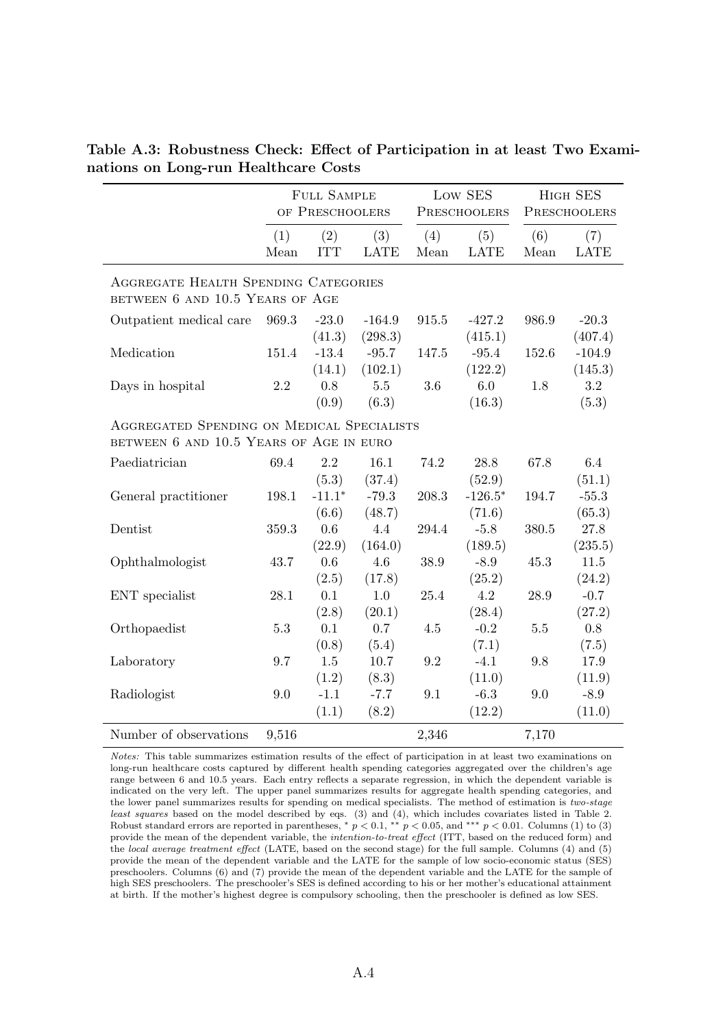**Table A.3: Robustness Check: Effect of Participation in at least Two Examinations on Long-run Healthcare Costs**

| | Full Sample of Preschoolers | | | Low SES Preschoolers | | High SES Preschoolers | |
|---|---|---|---|---|---|---|---|
| | (1) Mean | (2) ITT | (3) LATE | (4) Mean | (5) LATE | (6) Mean | (7) LATE |
| **Aggregate Health Spending Categories between 6 and 10.5 Years of Age** | | | | | | | |
| Outpatient medical care | 969.3 | -23.0 | -164.9 | 915.5 | -427.2 | 986.9 | -20.3 |
| | | (41.3) | (298.3) | | (415.1) | | (407.4) |
| Medication | 151.4 | -13.4 | -95.7 | 147.5 | -95.4 | 152.6 | -104.9 |
| | | (14.1) | (102.1) | | (122.2) | | (145.3) |
| Days in hospital | 2.2 | 0.8 | 5.5 | 3.6 | 6.0 | 1.8 | 3.2 |
| | | (0.9) | (6.3) | | (16.3) | | (5.3) |
| **Aggregated Spending on Medical Specialists between 6 and 10.5 Years of Age in euro** | | | | | | | |
| Paediatrician | 69.4 | 2.2 | 16.1 | 74.2 | 28.8 | 67.8 | 6.4 |
| | | (5.3) | (37.4) | | (52.9) | | (51.1) |
| General practitioner | 198.1 | -11.1* | -79.3 | 208.3 | -126.5* | 194.7 | -55.3 |
| | | (6.6) | (48.7) | | (71.6) | | (65.3) |
| Dentist | 359.3 | 0.6 | 4.4 | 294.4 | -5.8 | 380.5 | 27.8 |
| | | (22.9) | (164.0) | | (189.5) | | (235.5) |
| Ophthalmologist | 43.7 | 0.6 | 4.6 | 38.9 | -8.9 | 45.3 | 11.5 |
| | | (2.5) | (17.8) | | (25.2) | | (24.2) |
| ENT specialist | 28.1 | 0.1 | 1.0 | 25.4 | 4.2 | 28.9 | -0.7 |
| | | (2.8) | (20.1) | | (28.4) | | (27.2) |
| Orthopaedist | 5.3 | 0.1 | 0.7 | 4.5 | -0.2 | 5.5 | 0.8 |
| | | (0.8) | (5.4) | | (7.1) | | (7.5) |
| Laboratory | 9.7 | 1.5 | 10.7 | 9.2 | -4.1 | 9.8 | 17.9 |
| | | (1.2) | (8.3) | | (11.0) | | (11.9) |
| Radiologist | 9.0 | -1.1 | -7.7 | 9.1 | -6.3 | 9.0 | -8.9 |
| | | (1.1) | (8.2) | | (12.2) | | (11.0) |
| Number of observations | 9,516 | | | 2,346 | | 7,170 | |

*Notes:* This table summarizes estimation results of the effect of participation in at least two examinations on long-run healthcare costs captured by different health spending categories aggregated over the children's age range between 6 and 10.5 years. Each entry reflects a separate regression, in which the dependent variable is indicated on the very left. The upper panel summarizes results for aggregate health spending categories, and the lower panel summarizes results for spending on medical specialists. The method of estimation is *two-stage least squares* based on the model described by eqs. (3) and (4), which includes covariates listed in Table 2. Robust standard errors are reported in parentheses, * $p < 0.1$, ** $p < 0.05$, and *** $p < 0.01$. Columns (1) to (3) provide the mean of the dependent variable, the *intention-to-treat effect* (ITT, based on the reduced form) and the *local average treatment effect* (LATE, based on the second stage) for the full sample. Columns (4) and (5) provide the mean of the dependent variable and the LATE for the sample of low socio-economic status (SES) preschoolers. Columns (6) and (7) provide the mean of the dependent variable and the LATE for the sample of high SES preschoolers. The preschooler's SES is defined according to his or her mother's educational attainment at birth. If the mother's highest degree is compulsory schooling, then the preschooler is defined as low SES.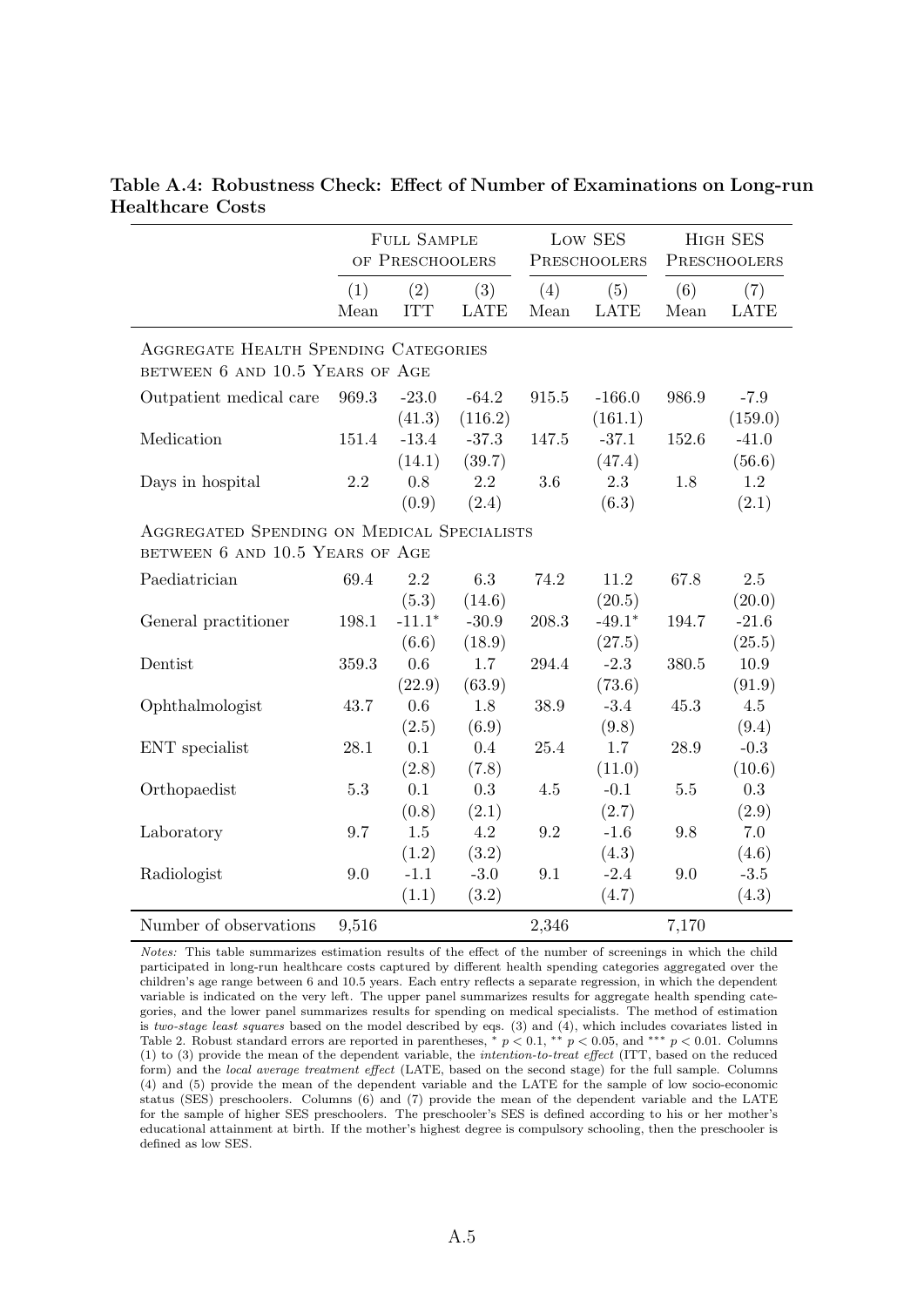**Table A.4: Robustness Check: Effect of Number of Examinations on Long-run Healthcare Costs**

| | Full Sample of Preschoolers | | | Low SES Preschoolers | | High SES Preschoolers | |
|---|---|---|---|---|---|---|---|
| | (1) Mean | (2) ITT | (3) LATE | (4) Mean | (5) LATE | (6) Mean | (7) LATE |
| **Aggregate Health Spending Categories between 6 and 10.5 Years of Age** | | | | | | | |
| Outpatient medical care | 969.3 | -23.0 | -64.2 | 915.5 | -166.0 | 986.9 | -7.9 |
| | | (41.3) | (116.2) | | (161.1) | | (159.0) |
| Medication | 151.4 | -13.4 | -37.3 | 147.5 | -37.1 | 152.6 | -41.0 |
| | | (14.1) | (39.7) | | (47.4) | | (56.6) |
| Days in hospital | 2.2 | 0.8 | 2.2 | 3.6 | 2.3 | 1.8 | 1.2 |
| | | (0.9) | (2.4) | | (6.3) | | (2.1) |
| **Aggregated Spending on Medical Specialists between 6 and 10.5 Years of Age** | | | | | | | |
| Paediatrician | 69.4 | 2.2 | 6.3 | 74.2 | 11.2 | 67.8 | 2.5 |
| | | (5.3) | (14.6) | | (20.5) | | (20.0) |
| General practitioner | 198.1 | -11.1* | -30.9 | 208.3 | -49.1* | 194.7 | -21.6 |
| | | (6.6) | (18.9) | | (27.5) | | (25.5) |
| Dentist | 359.3 | 0.6 | 1.7 | 294.4 | -2.3 | 380.5 | 10.9 |
| | | (22.9) | (63.9) | | (73.6) | | (91.9) |
| Ophthalmologist | 43.7 | 0.6 | 1.8 | 38.9 | -3.4 | 45.3 | 4.5 |
| | | (2.5) | (6.9) | | (9.8) | | (9.4) |
| ENT specialist | 28.1 | 0.1 | 0.4 | 25.4 | 1.7 | 28.9 | -0.3 |
| | | (2.8) | (7.8) | | (11.0) | | (10.6) |
| Orthopaedist | 5.3 | 0.1 | 0.3 | 4.5 | -0.1 | 5.5 | 0.3 |
| | | (0.8) | (2.1) | | (2.7) | | (2.9) |
| Laboratory | 9.7 | 1.5 | 4.2 | 9.2 | -1.6 | 9.8 | 7.0 |
| | | (1.2) | (3.2) | | (4.3) | | (4.6) |
| Radiologist | 9.0 | -1.1 | -3.0 | 9.1 | -2.4 | 9.0 | -3.5 |
| | | (1.1) | (3.2) | | (4.7) | | (4.3) |
| Number of observations | 9,516 | | | 2,346 | | 7,170 | |

*Notes:* This table summarizes estimation results of the effect of the number of screenings in which the child participated in long-run healthcare costs captured by different health spending categories aggregated over the children's age range between 6 and 10.5 years. Each entry reflects a separate regression, in which the dependent variable is indicated on the very left. The upper panel summarizes results for aggregate health spending categories, and the lower panel summarizes results for spending on medical specialists. The method of estimation is *two-stage least squares* based on the model described by eqs. (3) and (4), which includes covariates listed in Table 2. Robust standard errors are reported in parentheses, * $p < 0.1$, ** $p < 0.05$, and *** $p < 0.01$. Columns (1) to (3) provide the mean of the dependent variable, the *intention-to-treat effect* (ITT, based on the reduced form) and the *local average treatment effect* (LATE, based on the second stage) for the full sample. Columns (4) and (5) provide the mean of the dependent variable and the LATE for the sample of low socio-economic status (SES) preschoolers. Columns (6) and (7) provide the mean of the dependent variable and the LATE for the sample of higher SES preschoolers. The preschooler's SES is defined according to his or her mother's educational attainment at birth. If the mother's highest degree is compulsory schooling, then the preschooler is defined as low SES.